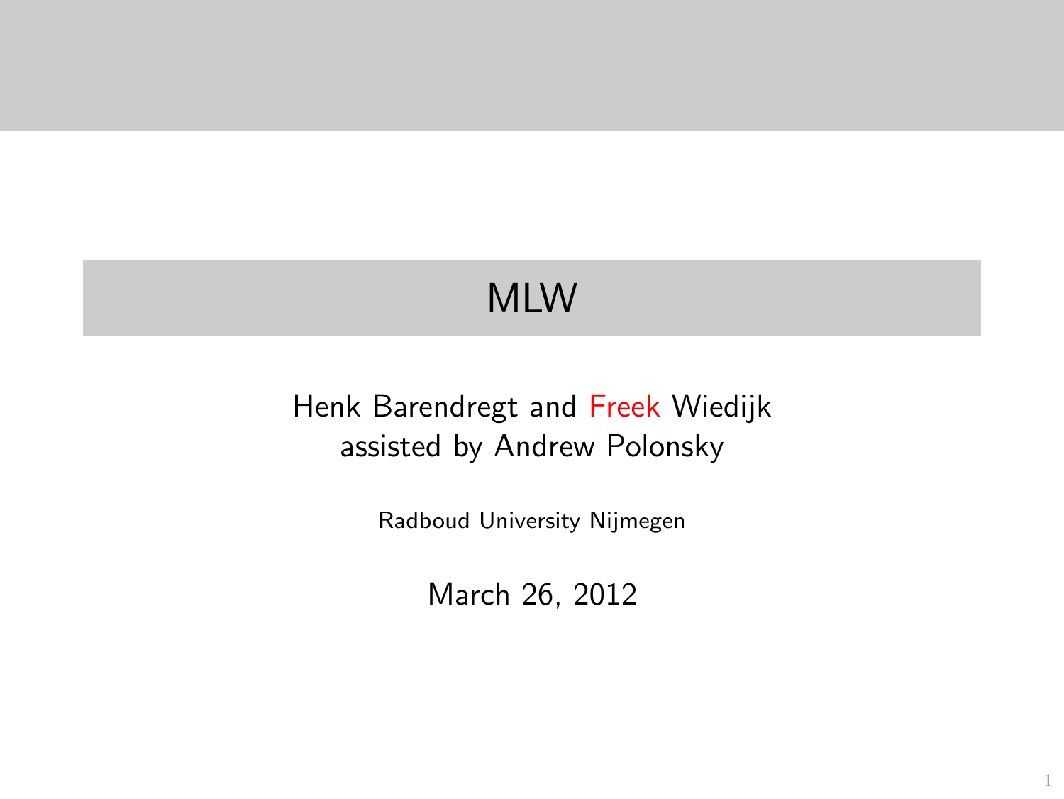# MLW

Henk Barendregt and Freek Wiedijk
assisted by Andrew Polonsky

Radboud University Nijmegen

March 26, 2012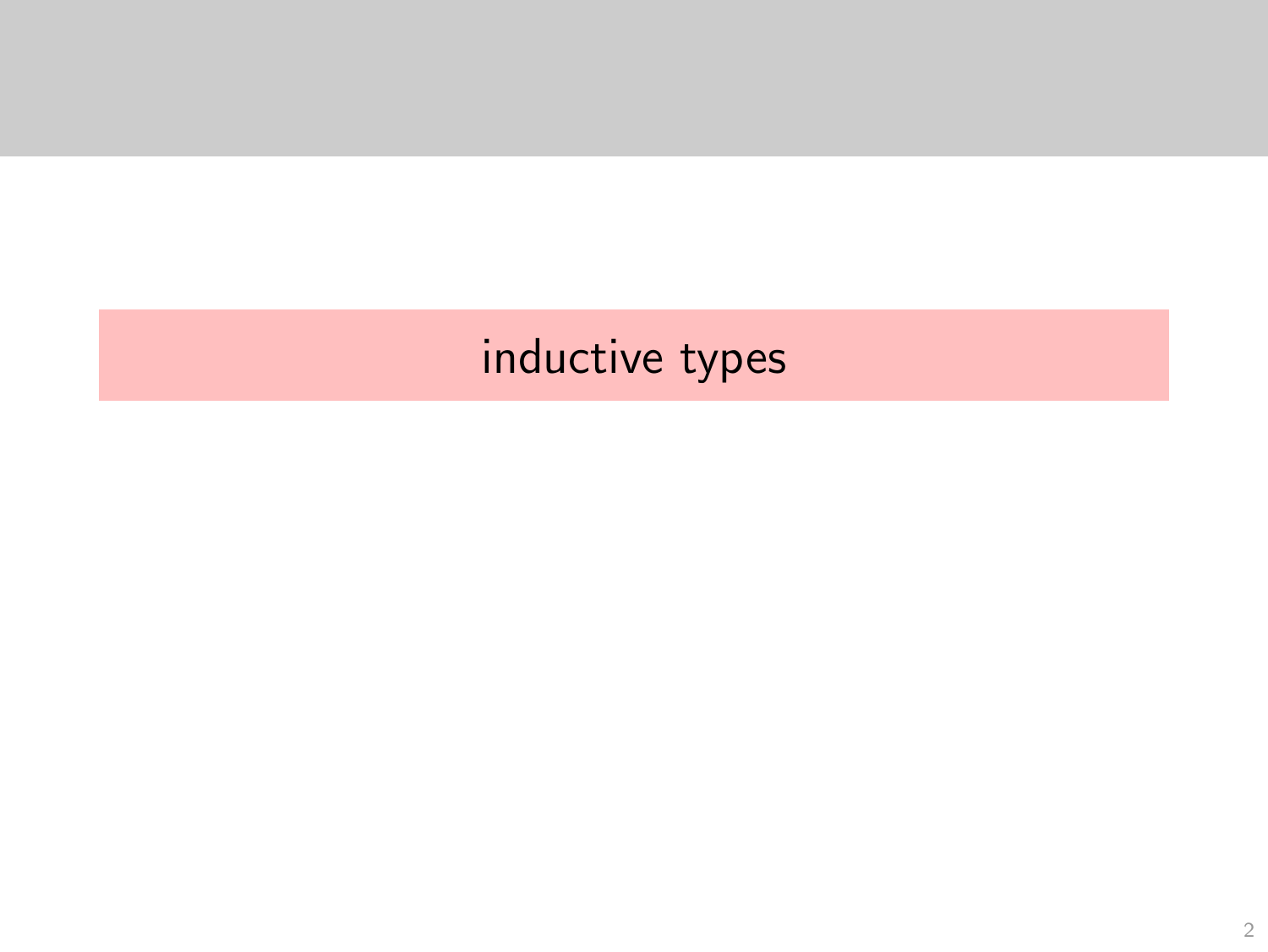# inductive types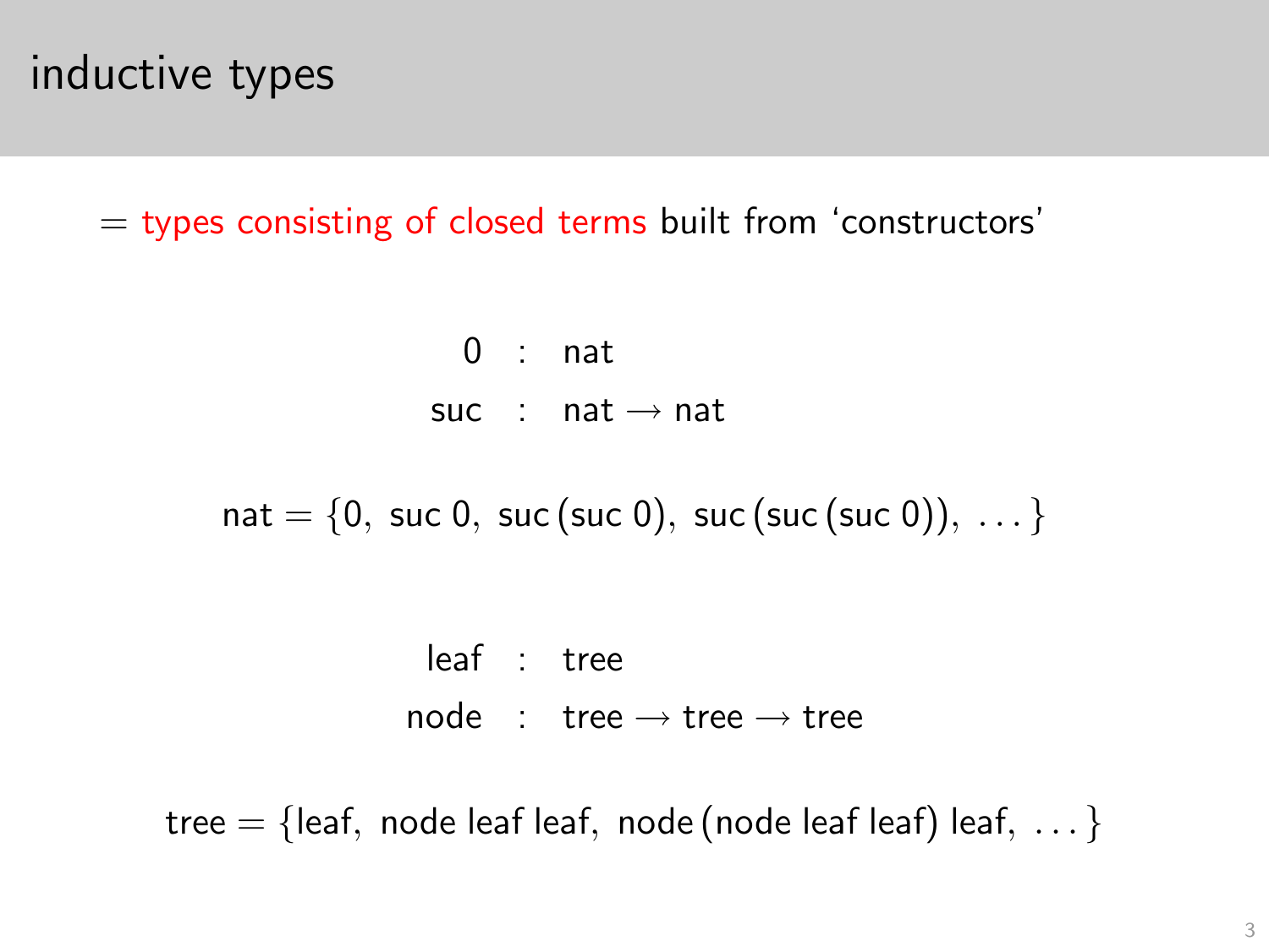# inductive types

= types consisting of closed terms built from 'constructors'

$$
\begin{aligned}
0 &: \mathsf{nat} \\
\mathsf{suc} &: \mathsf{nat} \to \mathsf{nat}
\end{aligned}
$$

$$\mathsf{nat} = \{0,\ \mathsf{suc}\ 0,\ \mathsf{suc}\,(\mathsf{suc}\ 0),\ \mathsf{suc}\,(\mathsf{suc}\,(\mathsf{suc}\ 0)),\ \ldots\}$$

$$
\begin{aligned}
\mathsf{leaf} &: \mathsf{tree} \\
\mathsf{node} &: \mathsf{tree} \to \mathsf{tree} \to \mathsf{tree}
\end{aligned}
$$

$$\mathsf{tree} = \{\mathsf{leaf},\ \mathsf{node}\ \mathsf{leaf}\ \mathsf{leaf},\ \mathsf{node}\,(\mathsf{node}\ \mathsf{leaf}\ \mathsf{leaf})\ \mathsf{leaf},\ \ldots\}$$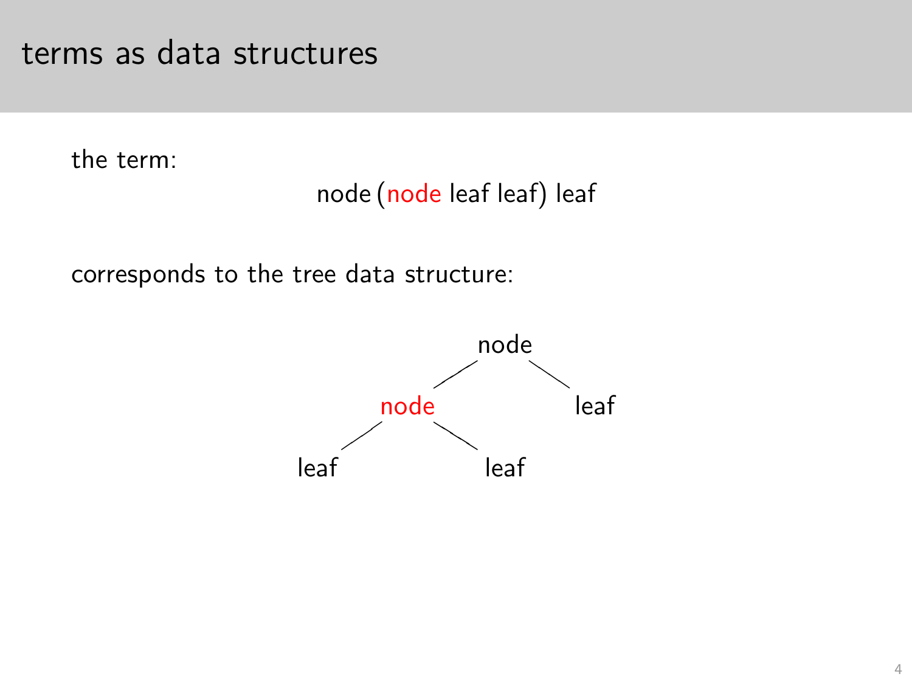# terms as data structures

the term:

node (node leaf leaf) leaf

corresponds to the tree data structure:

```
            node
           /    \
       node      leaf
      /    \
  leaf      leaf
```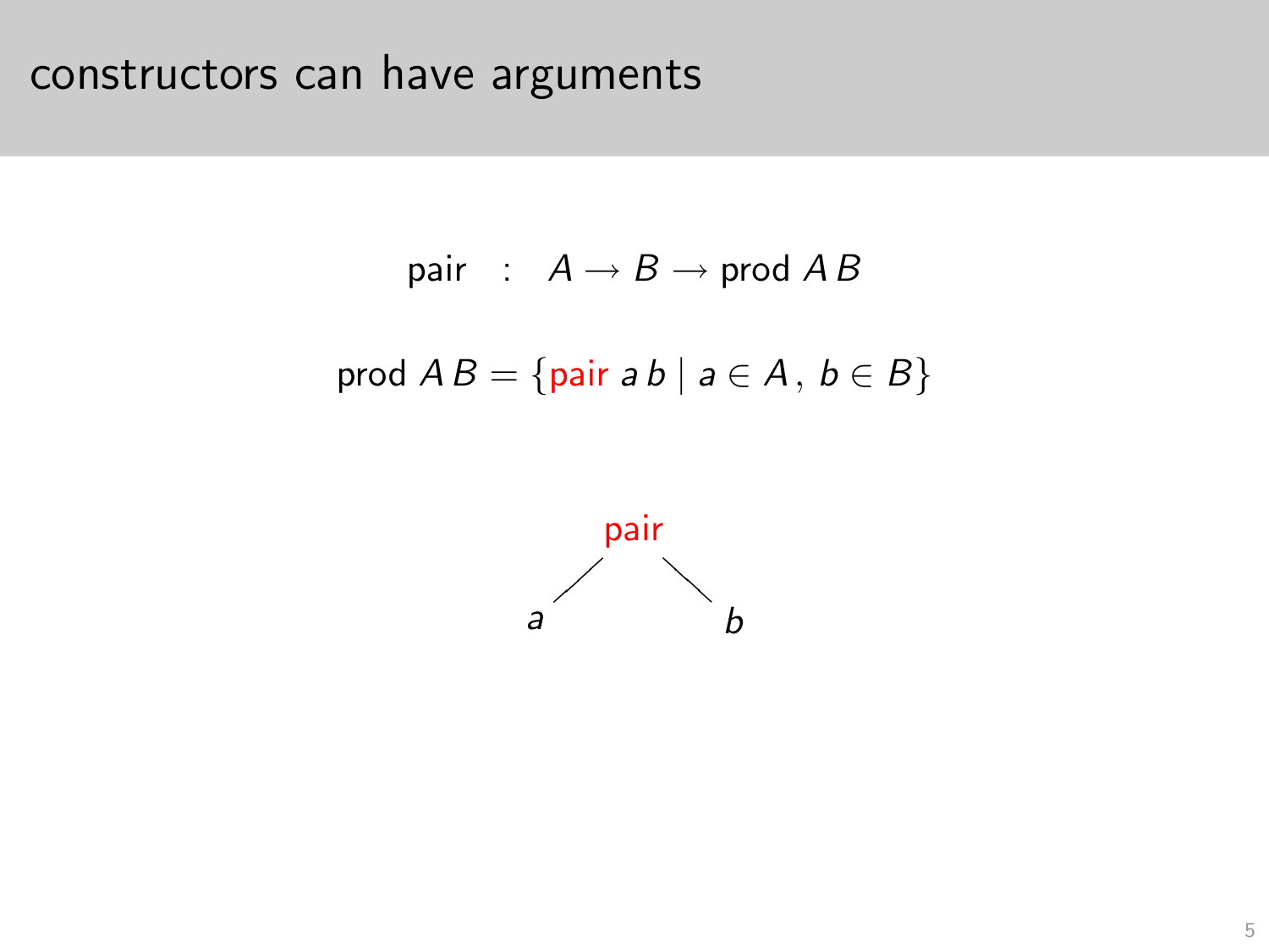# constructors can have arguments

$$\text{pair} \quad : \quad A \rightarrow B \rightarrow \text{prod}\ A\, B$$

$$\text{prod}\ A\, B = \{\text{pair}\ a\, b \mid a \in A\,,\ b \in B\}$$

pair

a b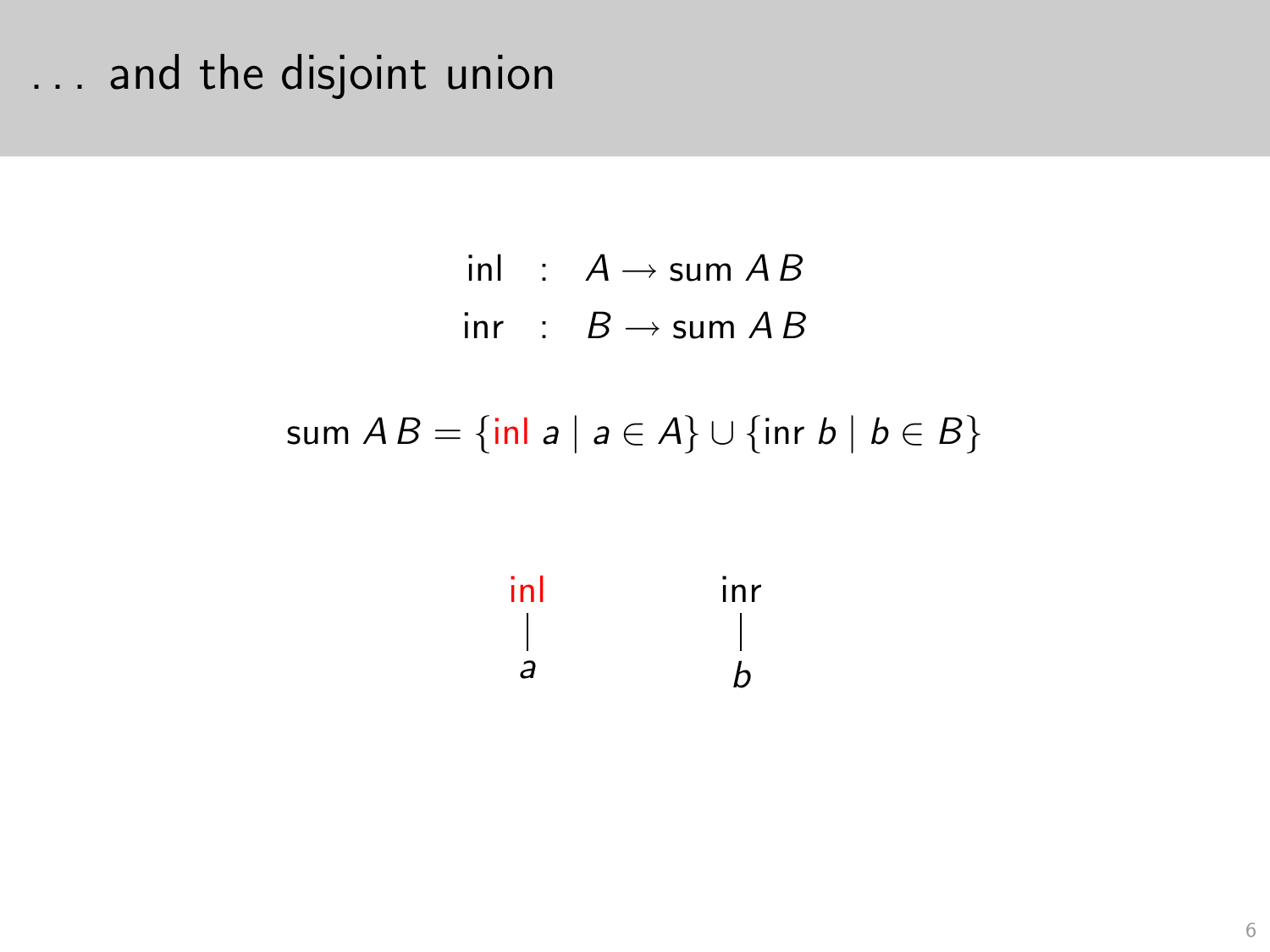# ... and the disjoint union

$$\begin{aligned} \mathsf{inl} &: A \rightarrow \mathsf{sum}\ A\ B \\ \mathsf{inr} &: B \rightarrow \mathsf{sum}\ A\ B \end{aligned}$$

$$\mathsf{sum}\ A\ B = \{\mathsf{inl}\ a \mid a \in A\} \cup \{\mathsf{inr}\ b \mid b \in B\}$$

```
inl        inr
 |          |
 a          b
```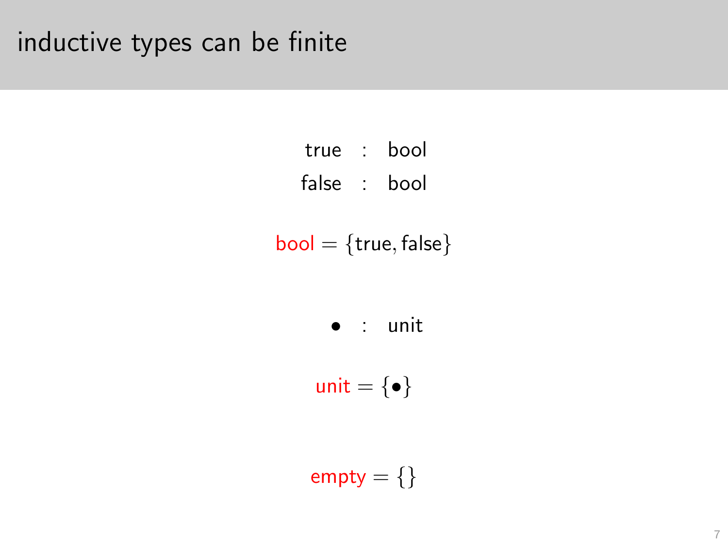# inductive types can be finite

$$\begin{aligned}\text{true} &: \text{bool}\\ \text{false} &: \text{bool}\end{aligned}$$

$$\text{bool} = \{\text{true}, \text{false}\}$$

$$\bullet : \text{unit}$$

$$\text{unit} = \{\bullet\}$$

$$\text{empty} = \{\}$$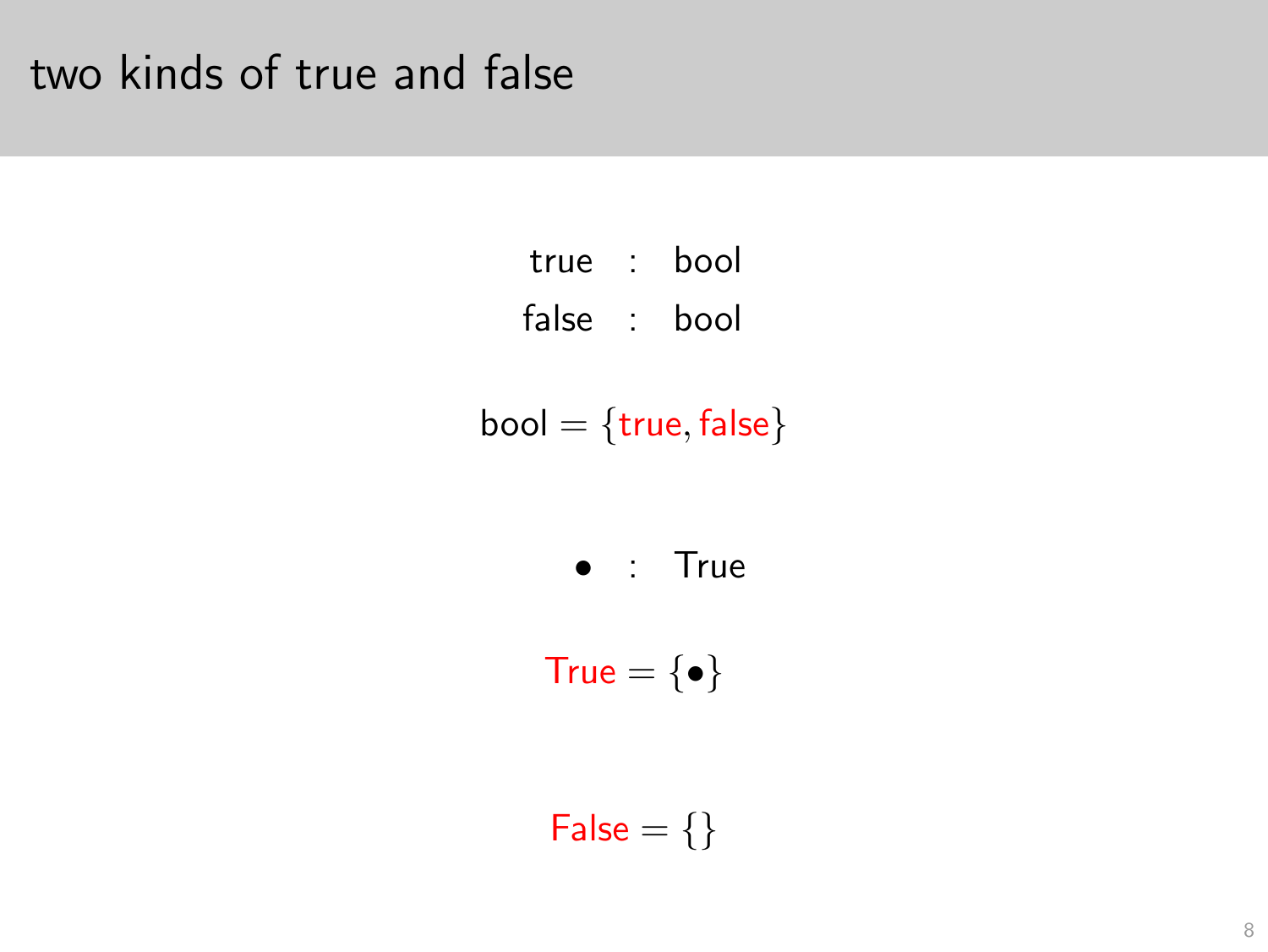# two kinds of true and false

$$\begin{aligned} \mathsf{true} &: \mathsf{bool} \\ \mathsf{false} &: \mathsf{bool} \end{aligned}$$

$$\mathsf{bool} = \{\mathsf{true}, \mathsf{false}\}$$

$$\bullet : \mathsf{True}$$

$$\mathsf{True} = \{\bullet\}$$

$$\mathsf{False} = \{\}$$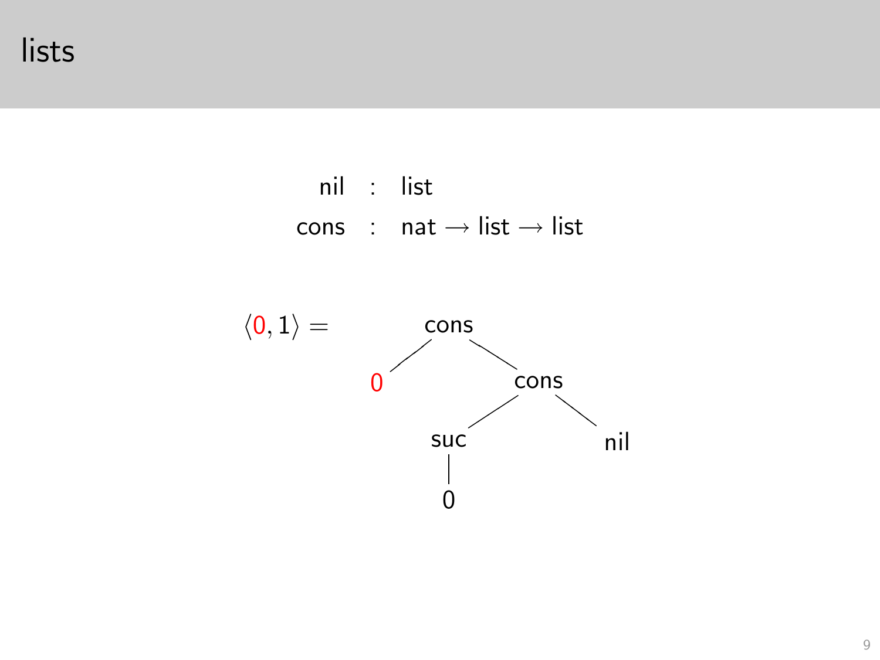# lists

$$
\begin{aligned}
\mathsf{nil} &: \mathsf{list} \\
\mathsf{cons} &: \mathsf{nat} \rightarrow \mathsf{list} \rightarrow \mathsf{list}
\end{aligned}
$$

$\langle 0, 1 \rangle =$

```
        cons
       /    \
      0      cons
            /    \
         suc      nil
          |
          0
```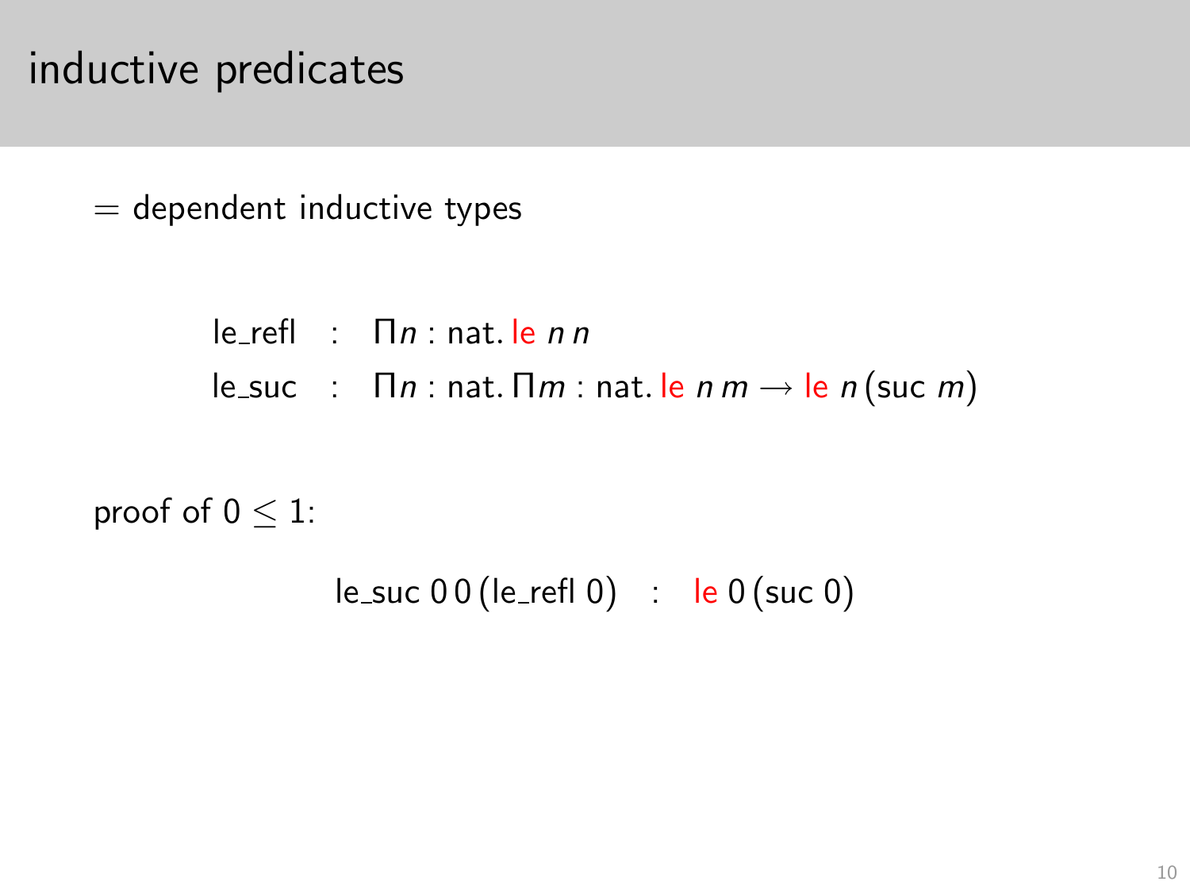# inductive predicates

= dependent inductive types

$$
\begin{aligned}
\text{le\_refl} &: \Pi n : \text{nat}.\, \text{le}\; n\; n \\
\text{le\_suc} &: \Pi n : \text{nat}.\, \Pi m : \text{nat}.\, \text{le}\; n\; m \to \text{le}\; n\, (\text{suc}\; m)
\end{aligned}
$$

proof of $0 \leq 1$:

$$
\text{le\_suc}\; 0\; 0\, (\text{le\_refl}\; 0) \quad : \quad \text{le}\; 0\, (\text{suc}\; 0)
$$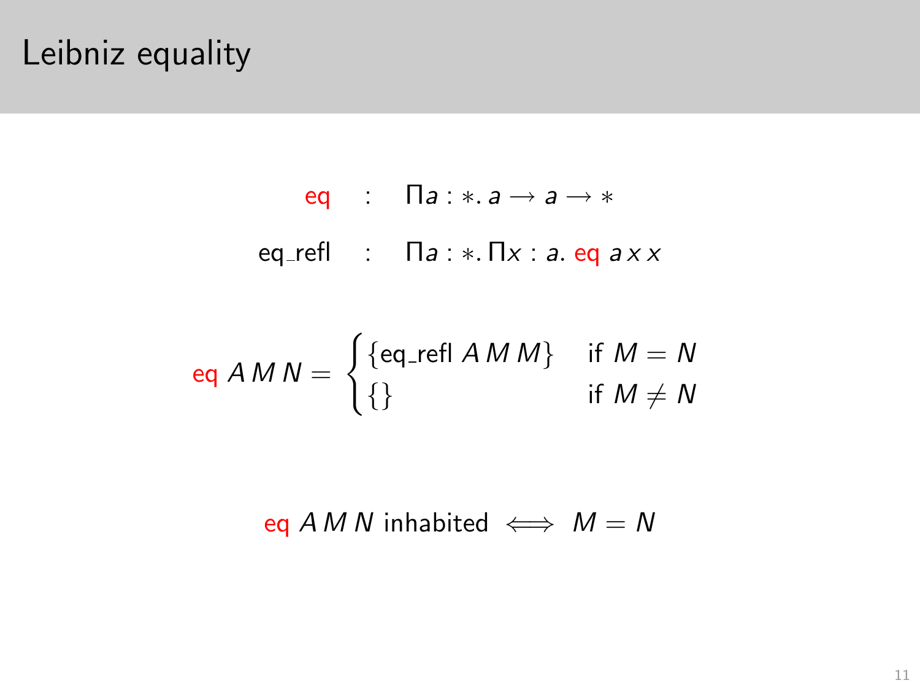# Leibniz equality

$$
\begin{aligned}
\textsf{eq} \quad &: \quad \Pi a : *.\, a \to a \to * \\
\textsf{eq\_refl} \quad &: \quad \Pi a : *.\, \Pi x : a.\ \textsf{eq}\ a\, x\, x
\end{aligned}
$$

$$
\textsf{eq}\ A\, M\, N = \begin{cases} \{\textsf{eq\_refl}\ A\, M\, M\} & \text{if } M = N \\ \{\} & \text{if } M \neq N \end{cases}
$$

$$
\textsf{eq}\ A\, M\, N \text{ inhabited} \iff M = N
$$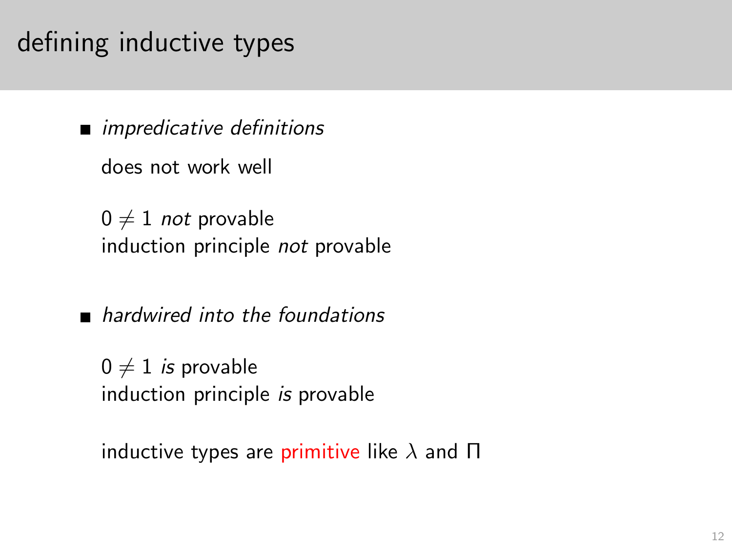# defining inductive types

- *impredicative definitions*

  does not work well

  $0 \neq 1$ *not* provable
  induction principle *not* provable

- *hardwired into the foundations*

  $0 \neq 1$ *is* provable
  induction principle *is* provable

  inductive types are primitive like $\lambda$ and $\Pi$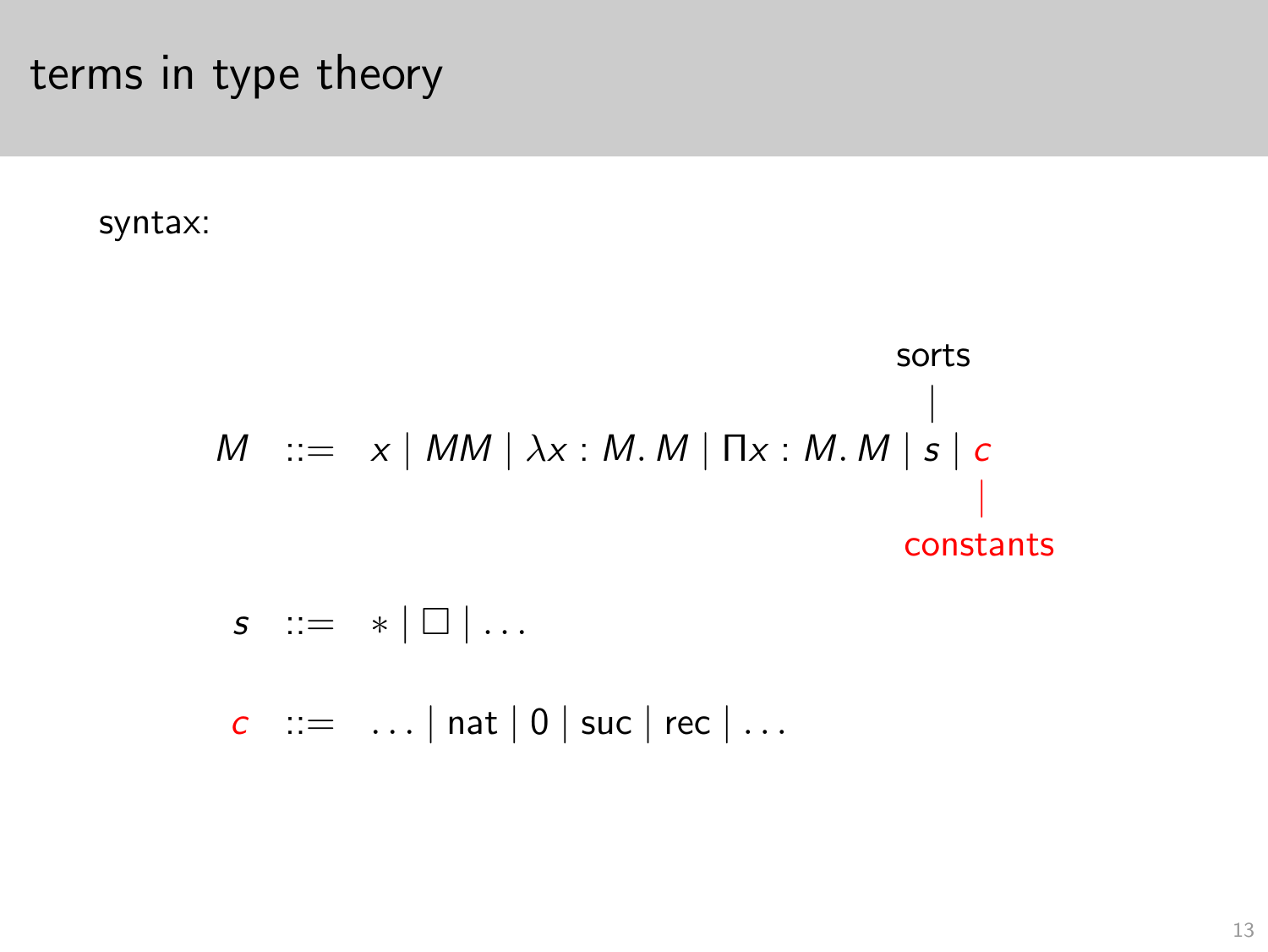# terms in type theory

syntax:

$$M \;::=\; x \mid MM \mid \lambda x : M.\, M \mid \Pi x : M.\, M \mid \underbrace{s}_{\text{sorts}} \mid \underbrace{c}_{\text{constants}}$$

$$s \;::=\; * \mid \Box \mid \ldots$$

$$c \;::=\; \ldots \mid \mathsf{nat} \mid 0 \mid \mathsf{suc} \mid \mathsf{rec} \mid \ldots$$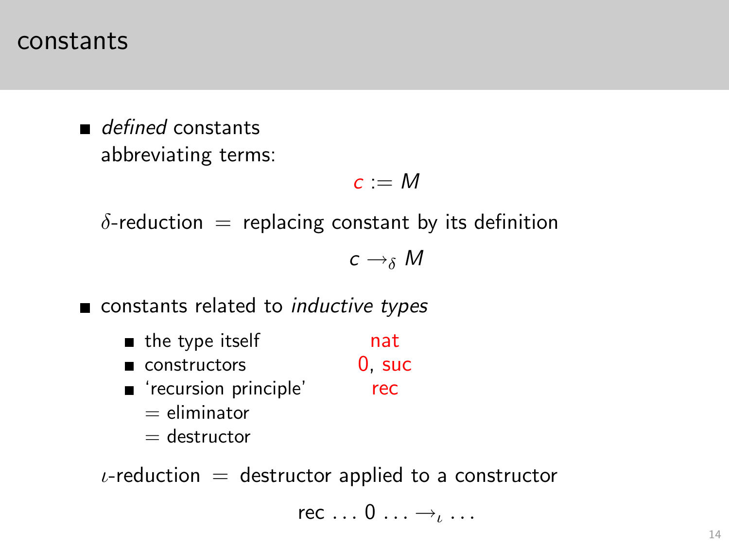# constants

- *defined* constants
  abbreviating terms:

$$c := M$$

  $\delta$-reduction = replacing constant by its definition

$$c \rightarrow_{\delta} M$$

- constants related to *inductive types*
  - the type itself — nat
  - constructors — 0, suc
  - 'recursion principle' — rec
    = eliminator
    = destructor

  $\iota$-reduction = destructor applied to a constructor

$$\text{rec} \ldots 0 \ldots \rightarrow_{\iota} \ldots$$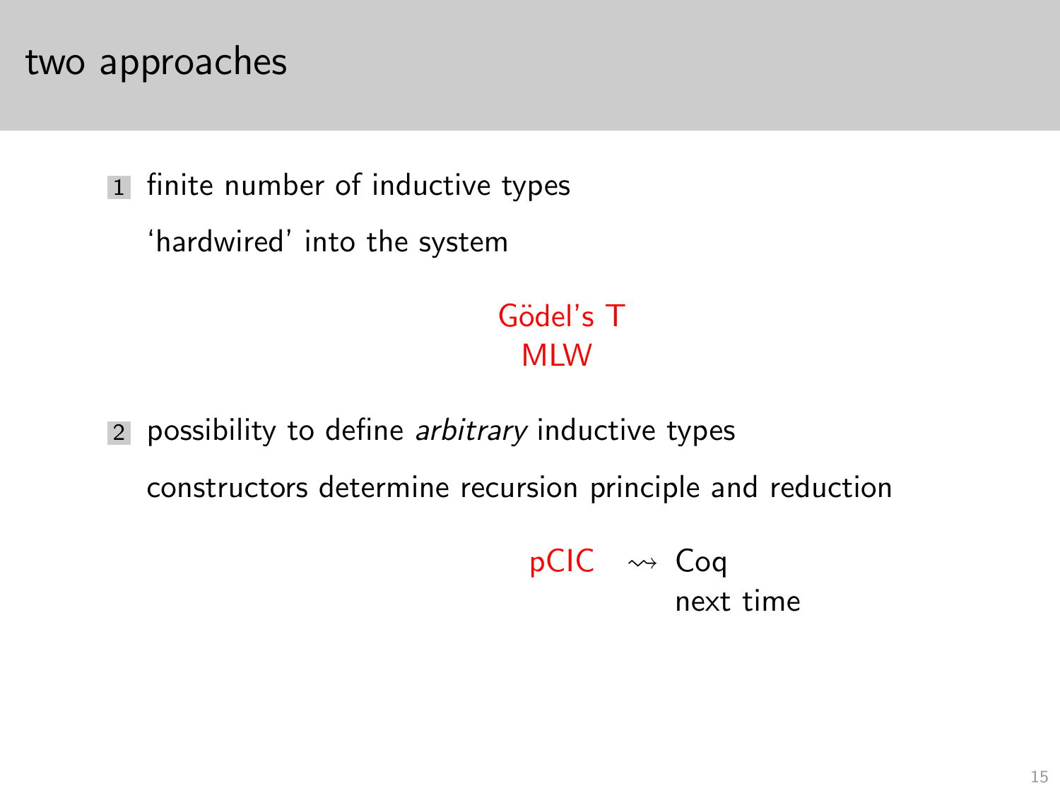# two approaches

1. finite number of inductive types

   'hardwired' into the system

   Gödel's T
   MLW

2. possibility to define *arbitrary* inductive types

   constructors determine recursion principle and reduction

   pCIC $\rightsquigarrow$ Coq
   next time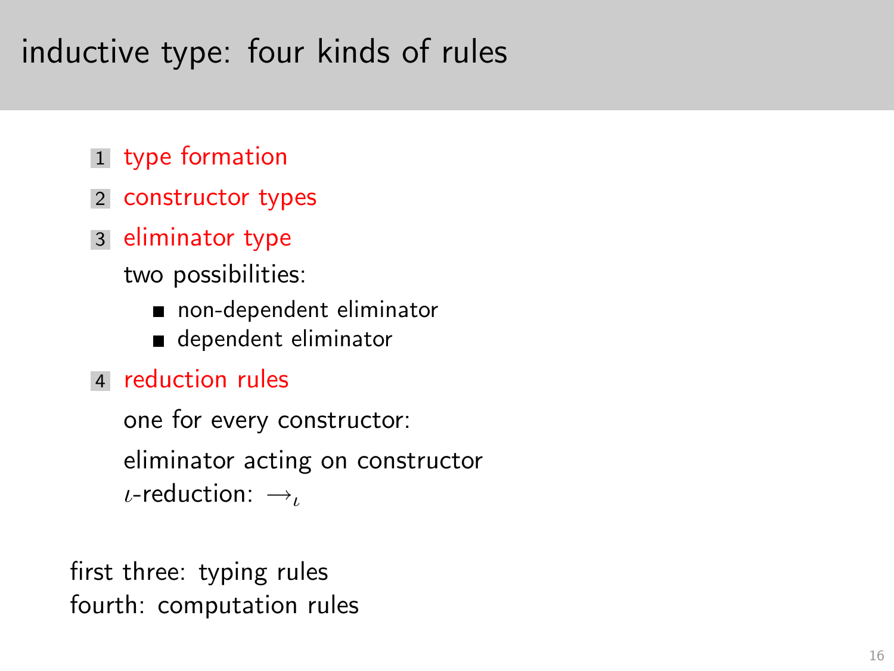# inductive type: four kinds of rules

1. type formation
2. constructor types
3. eliminator type

   two possibilities:

   - non-dependent eliminator
   - dependent eliminator

4. reduction rules

   one for every constructor:

   eliminator acting on constructor

   $\iota$-reduction: $\rightarrow_\iota$

first three: typing rules
fourth: computation rules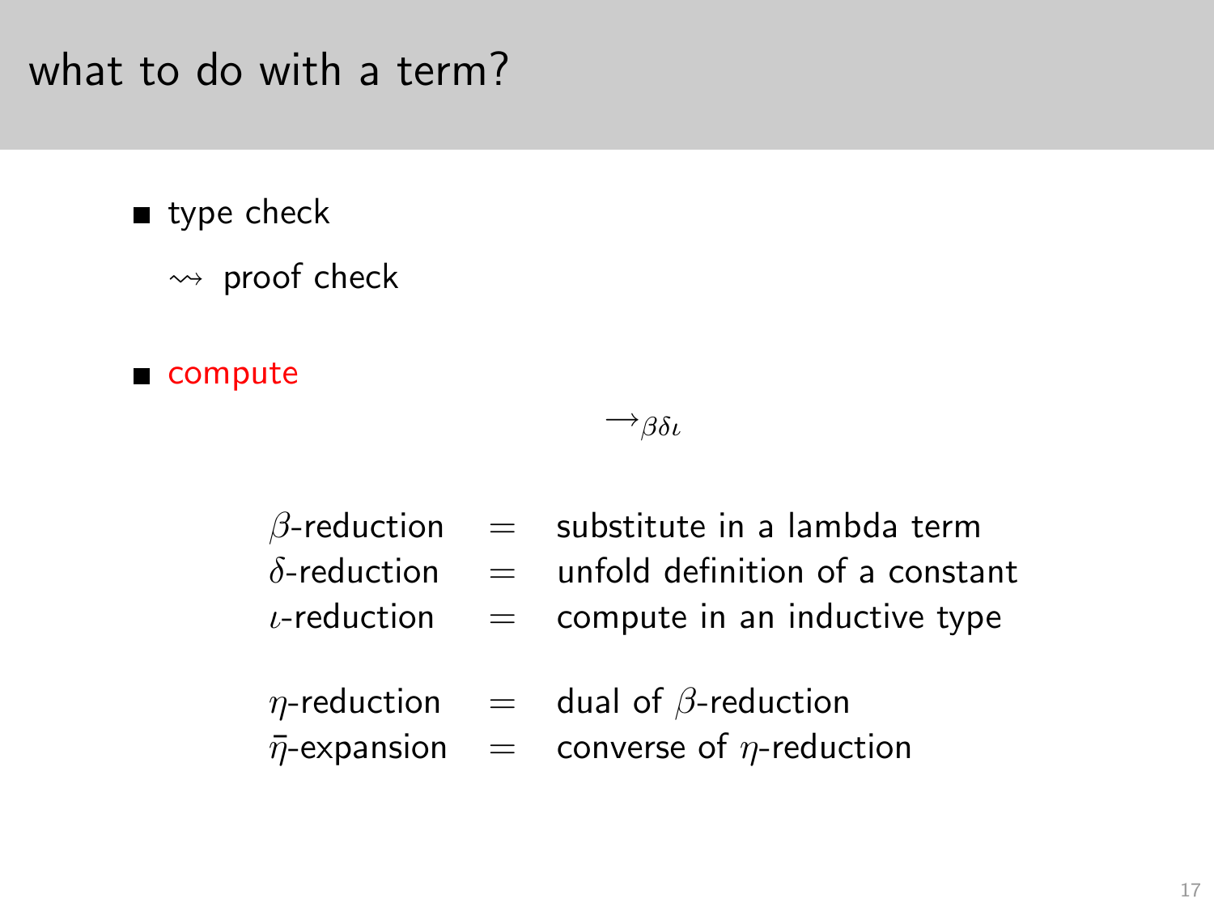# what to do with a term?

- type check

  $\rightsquigarrow$ proof check

- compute

$$\rightarrow_{\beta\delta\iota}$$

| | | |
|---|---|---|
| $\beta$-reduction | $=$ | substitute in a lambda term |
| $\delta$-reduction | $=$ | unfold definition of a constant |
| $\iota$-reduction | $=$ | compute in an inductive type |
| | | |
| $\eta$-reduction | $=$ | dual of $\beta$-reduction |
| $\bar{\eta}$-expansion | $=$ | converse of $\eta$-reduction |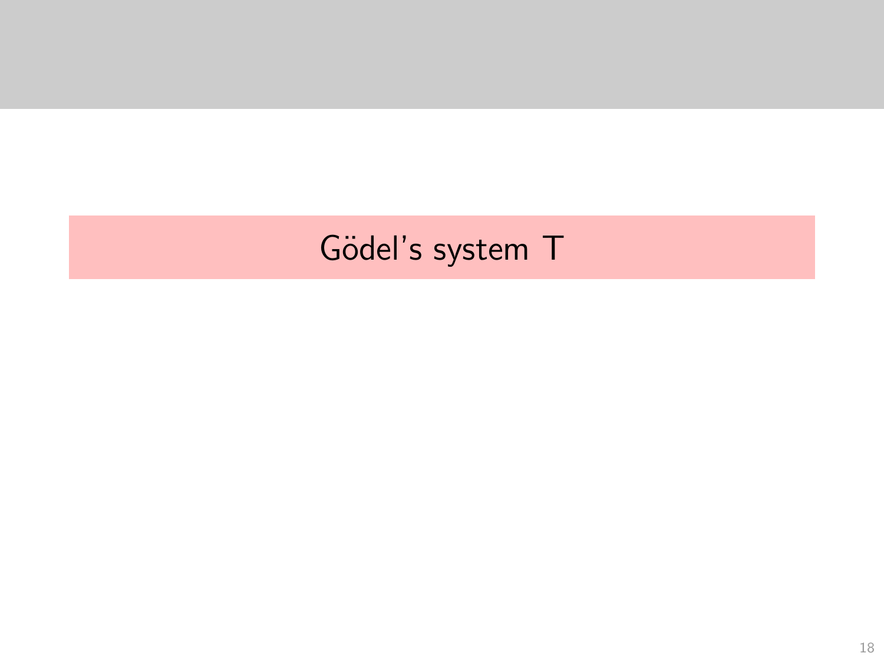# Gödel's system T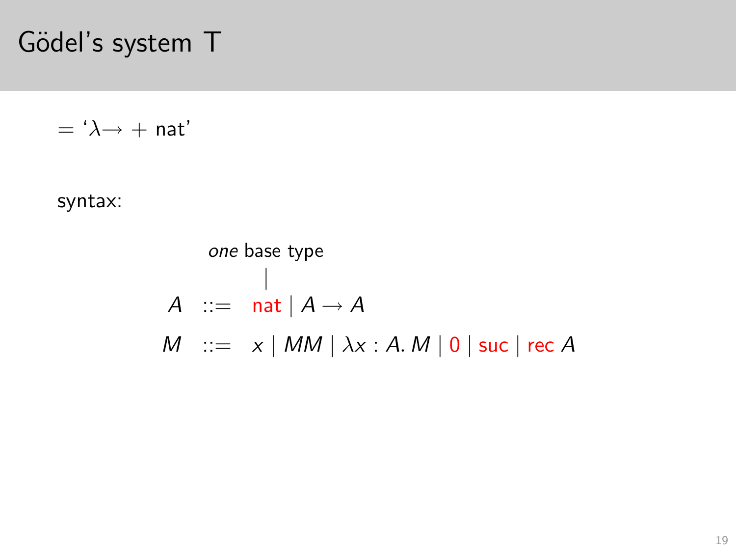# Gödel's system T

= '$\lambda\!\rightarrow$ + nat'

syntax:

*one* base type

$$
\begin{array}{rcl}
A & ::= & \mathsf{nat} \mid A \rightarrow A \\
M & ::= & x \mid MM \mid \lambda x : A.\, M \mid 0 \mid \mathsf{suc} \mid \mathsf{rec}\ A
\end{array}
$$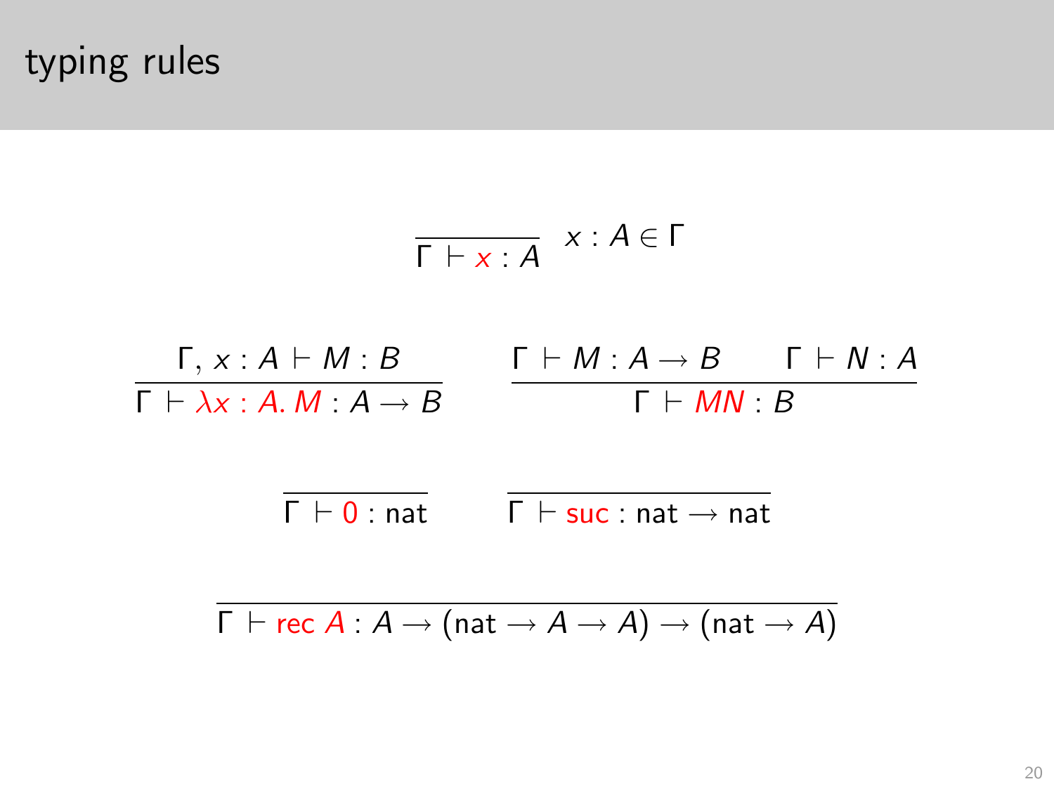# typing rules

$$\frac{}{\Gamma \vdash x : A} \; x : A \in \Gamma$$

$$\frac{\Gamma, x : A \vdash M : B}{\Gamma \vdash \lambda x : A.\, M : A \to B} \qquad \frac{\Gamma \vdash M : A \to B \qquad \Gamma \vdash N : A}{\Gamma \vdash MN : B}$$

$$\frac{}{\Gamma \vdash 0 : \mathsf{nat}} \qquad \frac{}{\Gamma \vdash \mathsf{suc} : \mathsf{nat} \to \mathsf{nat}}$$

$$\frac{}{\Gamma \vdash \mathsf{rec}\ A : A \to (\mathsf{nat} \to A \to A) \to (\mathsf{nat} \to A)}$$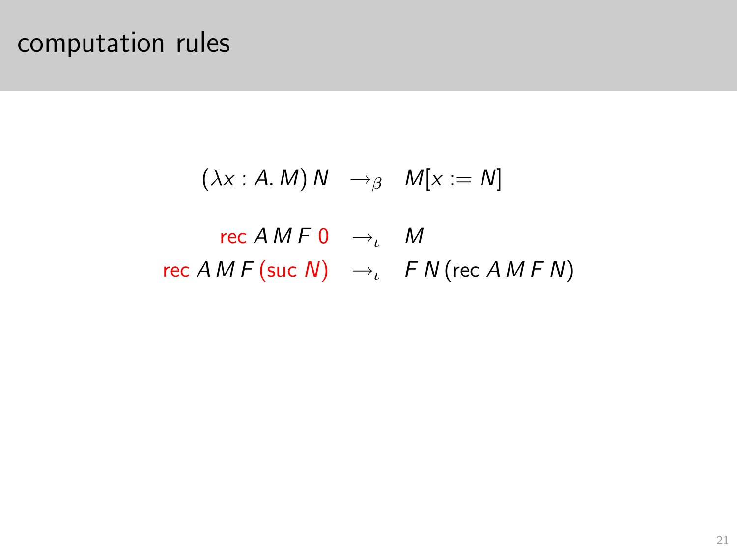# computation rules

$$(\lambda x : A.\, M)\, N \quad \rightarrow_\beta \quad M[x := N]$$

$$\begin{aligned}
\mathsf{rec}\; A\, M\, F\; 0 \quad &\rightarrow_\iota \quad M \\
\mathsf{rec}\; A\, M\, F\, (\mathsf{suc}\; N) \quad &\rightarrow_\iota \quad F\, N\, (\mathsf{rec}\; A\, M\, F\, N)
\end{aligned}$$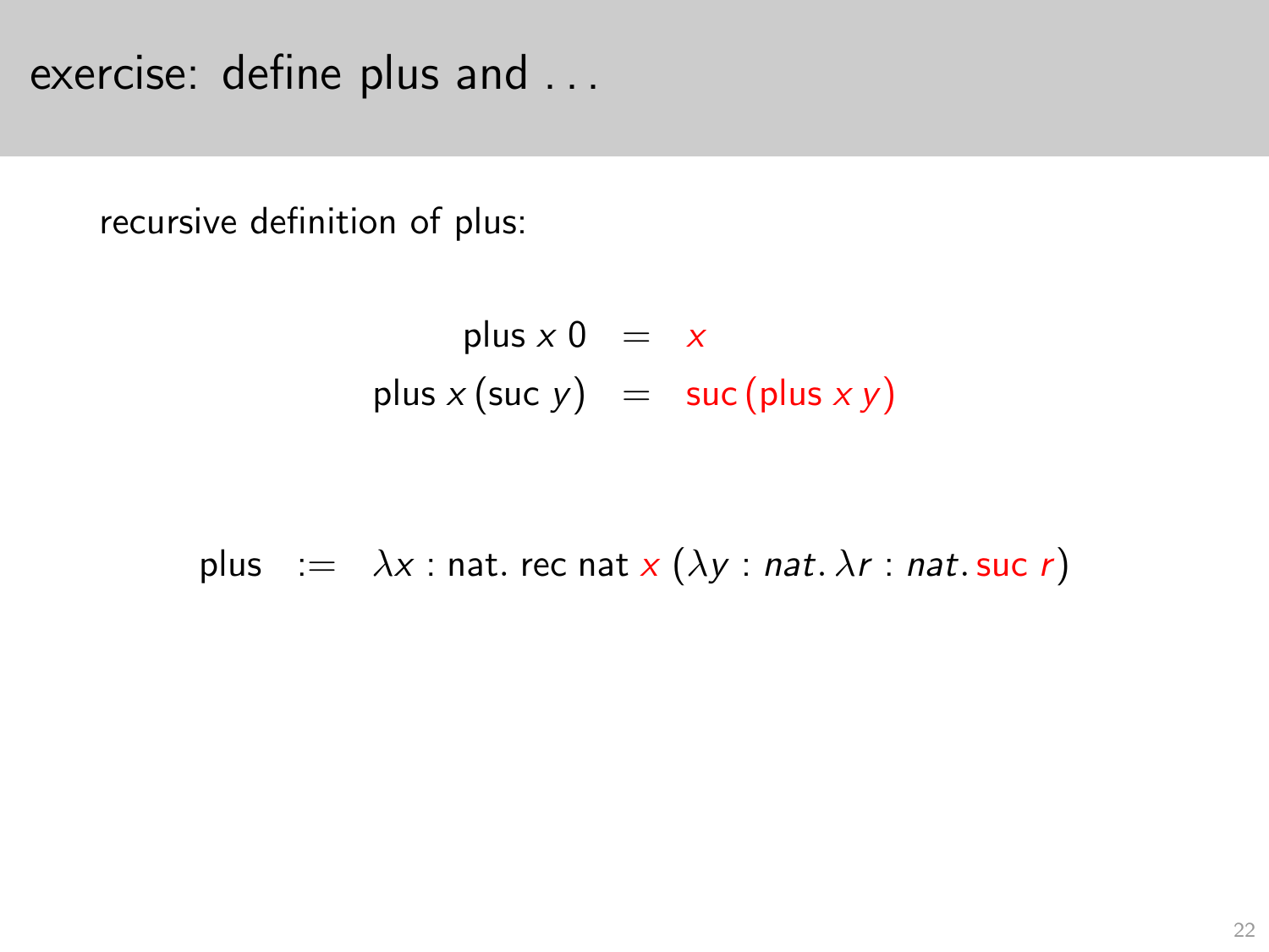# exercise: define plus and ...

recursive definition of plus:

$$
\begin{aligned}
\text{plus}\; x\; 0 &= x \\
\text{plus}\; x\, (\text{suc}\; y) &= \text{suc}\, (\text{plus}\; x\; y)
\end{aligned}
$$

$$
\text{plus} \;:=\; \lambda x : \text{nat}.\ \text{rec nat}\ x\ (\lambda y : \mathit{nat}.\ \lambda r : \mathit{nat}.\ \text{suc}\ r)
$$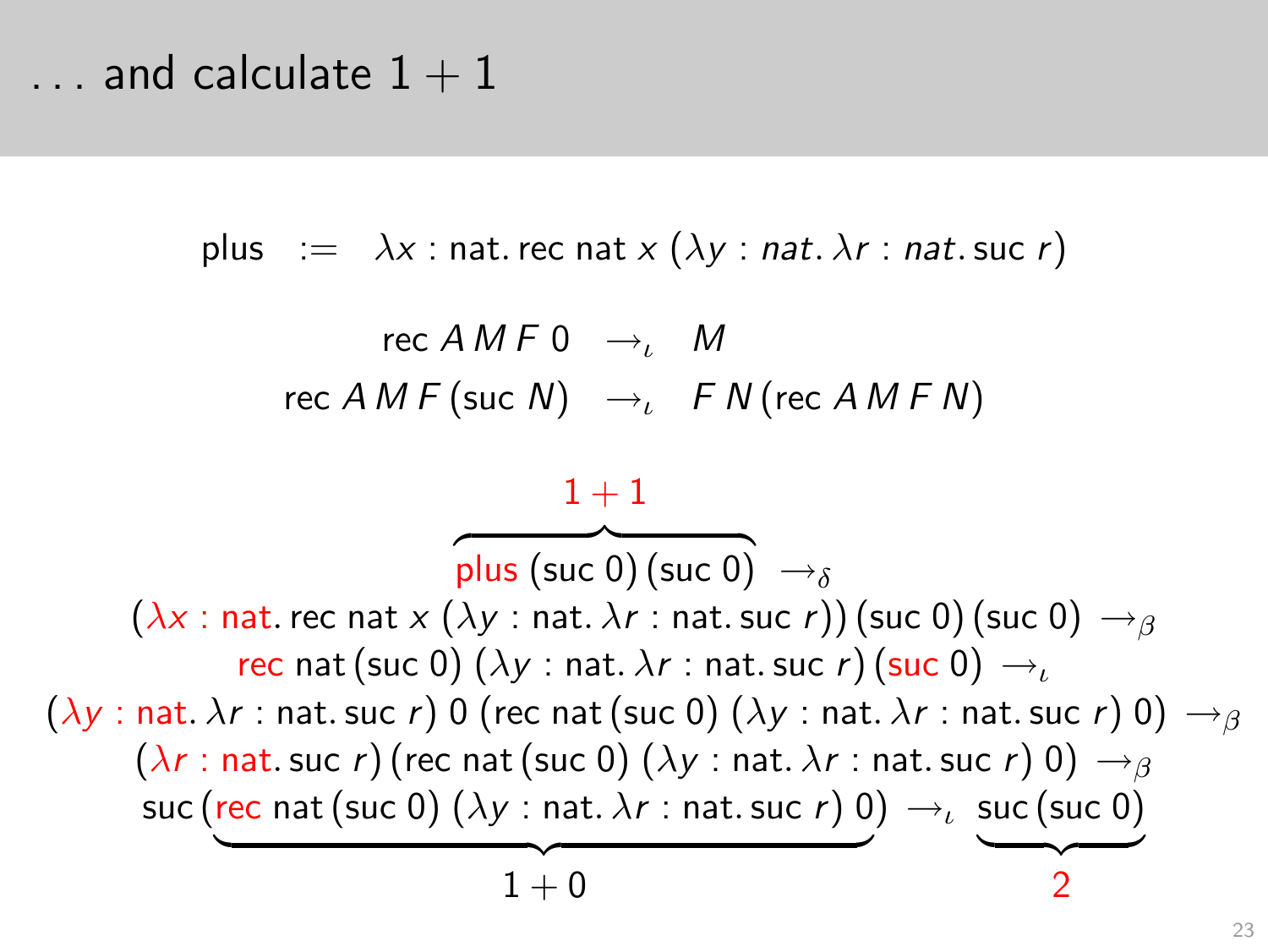# . . . and calculate $1 + 1$

$$\text{plus} \quad := \quad \lambda x : \text{nat}.\, \text{rec nat}\; x\; (\lambda y : nat.\, \lambda r : nat.\, \text{suc}\; r)$$

$$\begin{aligned}
\text{rec}\; A\, M\, F\, 0 \quad &\rightarrow_\iota \quad M \\
\text{rec}\; A\, M\, F\, (\text{suc}\; N) \quad &\rightarrow_\iota \quad F\, N\, (\text{rec}\; A\, M\, F\, N)
\end{aligned}$$

$$\begin{gathered}
\overbrace{\text{plus}\; (\text{suc}\; 0)\, (\text{suc}\; 0)}^{1+1} \;\rightarrow_\delta \\
(\lambda x : \text{nat}.\, \text{rec nat}\; x\; (\lambda y : \text{nat}.\, \lambda r : \text{nat}.\, \text{suc}\; r))\, (\text{suc}\; 0)\, (\text{suc}\; 0) \;\rightarrow_\beta \\
\text{rec nat}\, (\text{suc}\; 0)\; (\lambda y : \text{nat}.\, \lambda r : \text{nat}.\, \text{suc}\; r)\, (\text{suc}\; 0) \;\rightarrow_\iota \\
(\lambda y : \text{nat}.\, \lambda r : \text{nat}.\, \text{suc}\; r)\; 0\; (\text{rec nat}\, (\text{suc}\; 0)\; (\lambda y : \text{nat}.\, \lambda r : \text{nat}.\, \text{suc}\; r)\; 0) \;\rightarrow_\beta \\
(\lambda r : \text{nat}.\, \text{suc}\; r)\, (\text{rec nat}\, (\text{suc}\; 0)\; (\lambda y : \text{nat}.\, \lambda r : \text{nat}.\, \text{suc}\; r)\; 0) \;\rightarrow_\beta \\
\text{suc}\, \underbrace{(\text{rec nat}\, (\text{suc}\; 0)\; (\lambda y : \text{nat}.\, \lambda r : \text{nat}.\, \text{suc}\; r)\; 0)}_{1+0} \;\rightarrow_\iota\; \underbrace{\text{suc}\, (\text{suc}\; 0)}_{2}
\end{gathered}$$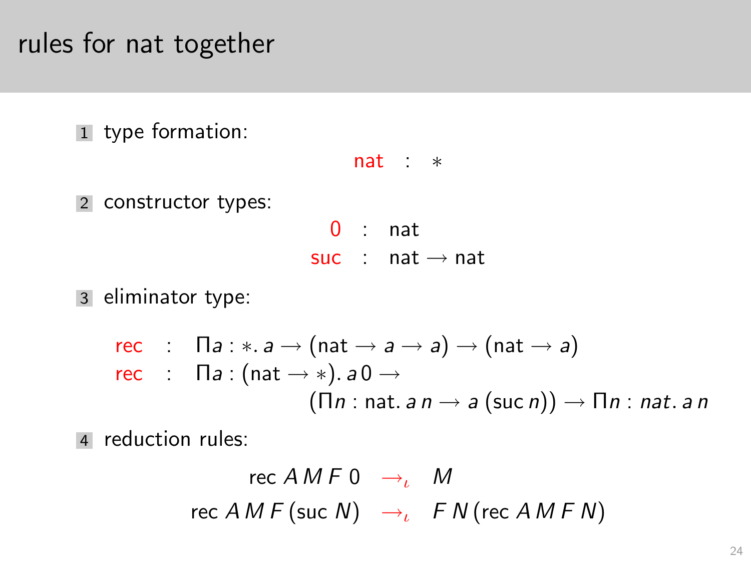# rules for nat together

1. type formation:

$$\text{nat} \ : \ *$$

2. constructor types:

$$\begin{aligned} 0 &: \text{nat} \\ \text{suc} &: \text{nat} \to \text{nat} \end{aligned}$$

3. eliminator type:

$$\begin{aligned} \text{rec} &: \Pi a : *.\, a \to (\text{nat} \to a \to a) \to (\text{nat} \to a) \\ \text{rec} &: \Pi a : (\text{nat} \to *).\, a\, 0 \to \\ &\qquad (\Pi n : \text{nat}.\, a\, n \to a\, (\text{suc}\, n)) \to \Pi n : nat.\, a\, n \end{aligned}$$

4. reduction rules:

$$\begin{aligned} \text{rec}\, A\, M\, F\, 0 &\to_\iota M \\ \text{rec}\, A\, M\, F\, (\text{suc}\, N) &\to_\iota F\, N\, (\text{rec}\, A\, M\, F\, N) \end{aligned}$$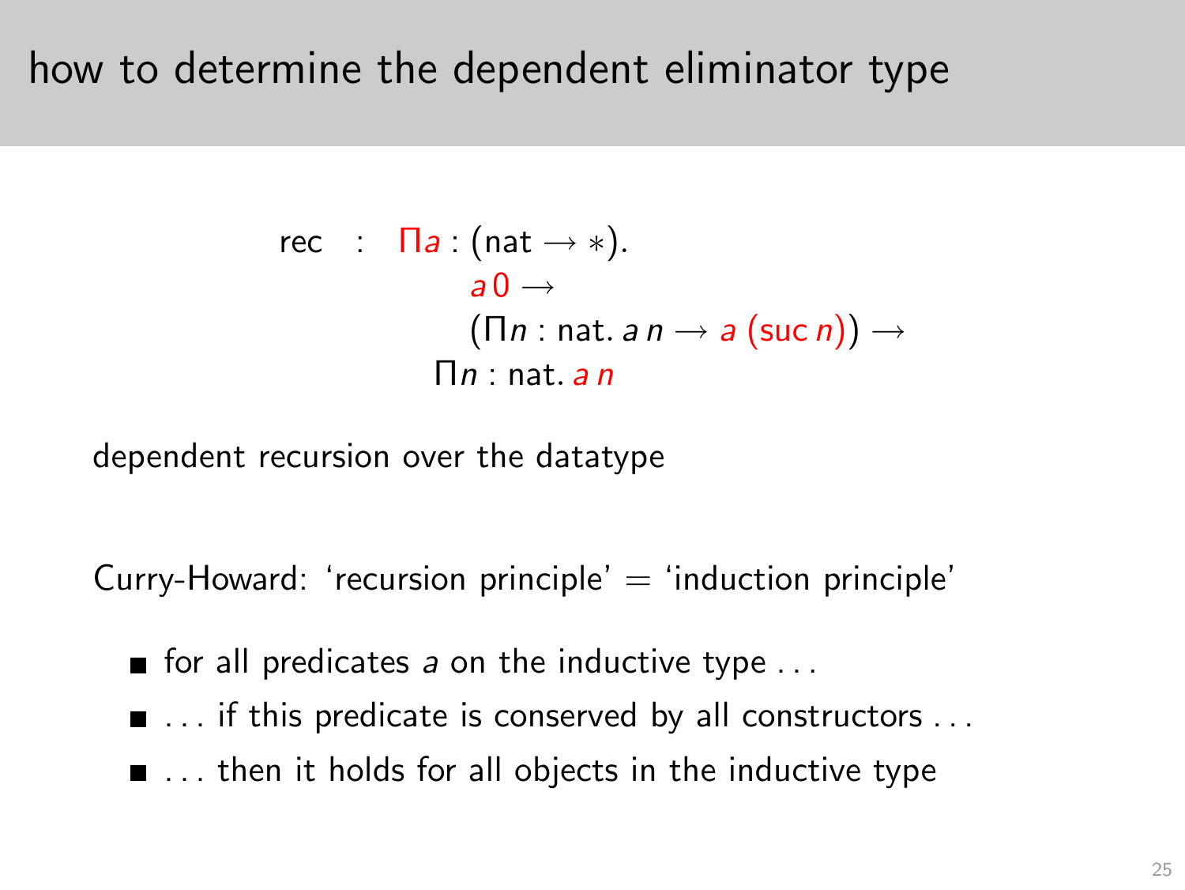# how to determine the dependent eliminator type

$$
\begin{aligned}
\mathsf{rec} \quad : \quad & \Pi a : (\mathsf{nat} \to *). \\
& \quad a\, 0 \to \\
& \quad (\Pi n : \mathsf{nat}.\; a\, n \to a\, (\mathsf{suc}\, n)) \to \\
& \; \Pi n : \mathsf{nat}.\; a\, n
\end{aligned}
$$

dependent recursion over the datatype

Curry-Howard: ‘recursion principle’ = ‘induction principle’

- for all predicates $a$ on the inductive type . . .
- . . . if this predicate is conserved by all constructors . . .
- . . . then it holds for all objects in the inductive type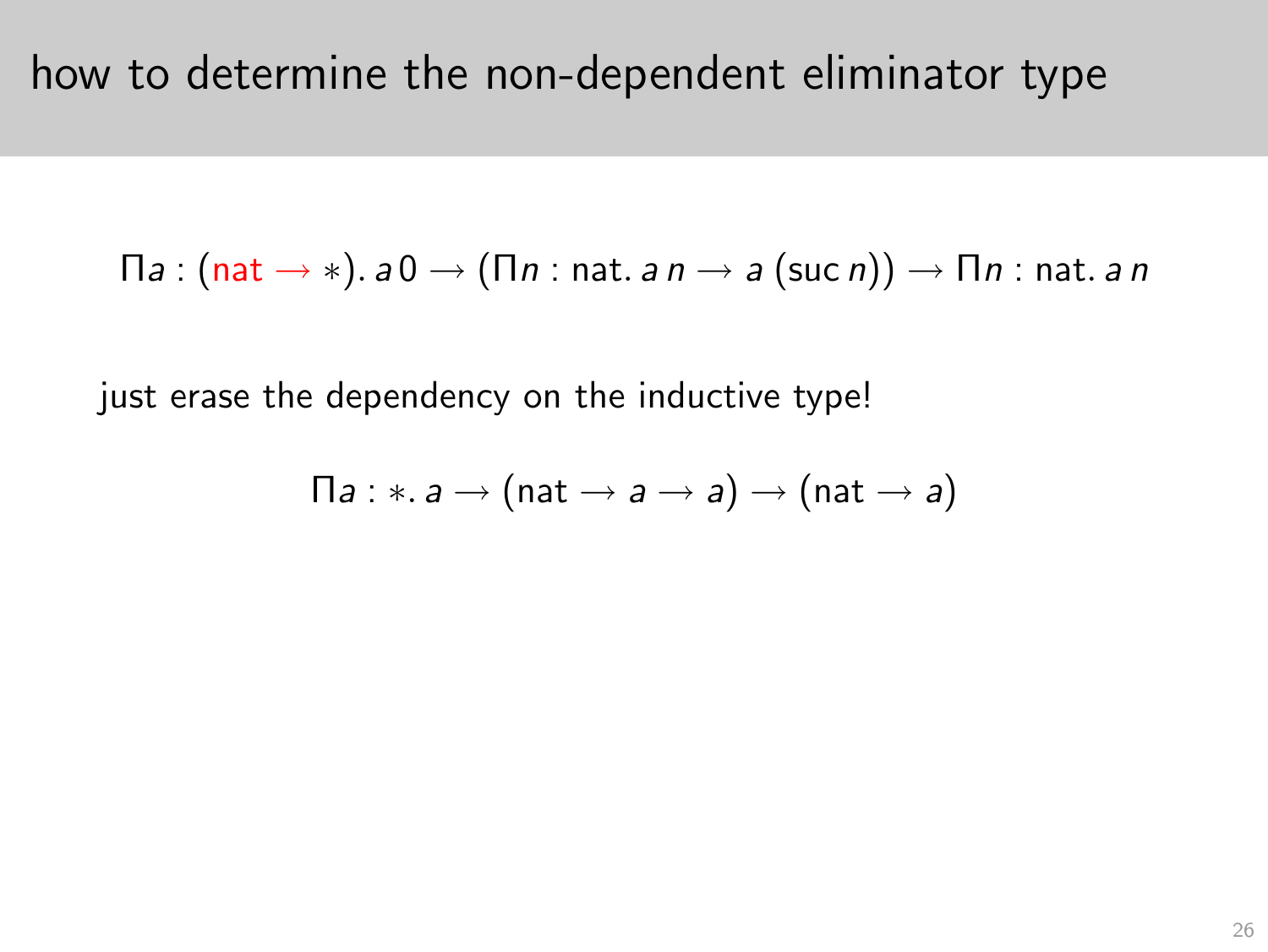# how to determine the non-dependent eliminator type

$$\Pi a : (\mathsf{nat} \to *).\, a\, 0 \to (\Pi n : \mathsf{nat}.\, a\, n \to a\, (\mathsf{suc}\, n)) \to \Pi n : \mathsf{nat}.\, a\, n$$

just erase the dependency on the inductive type!

$$\Pi a : *.\, a \to (\mathsf{nat} \to a \to a) \to (\mathsf{nat} \to a)$$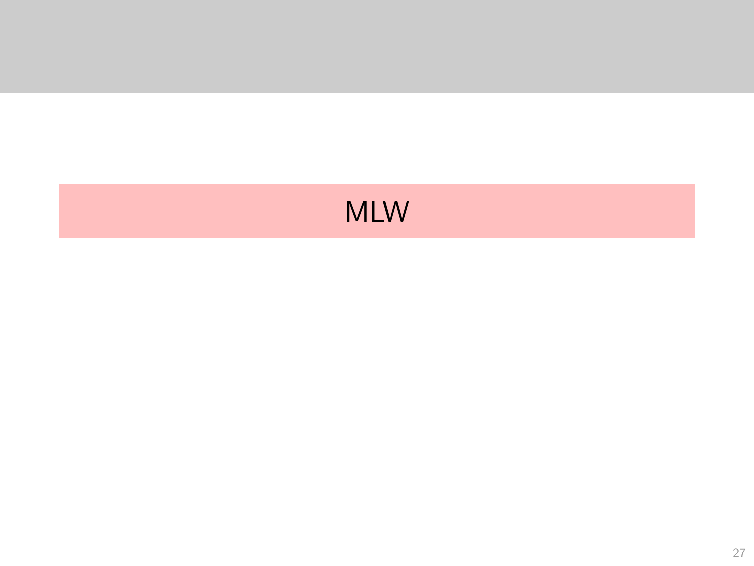# MLW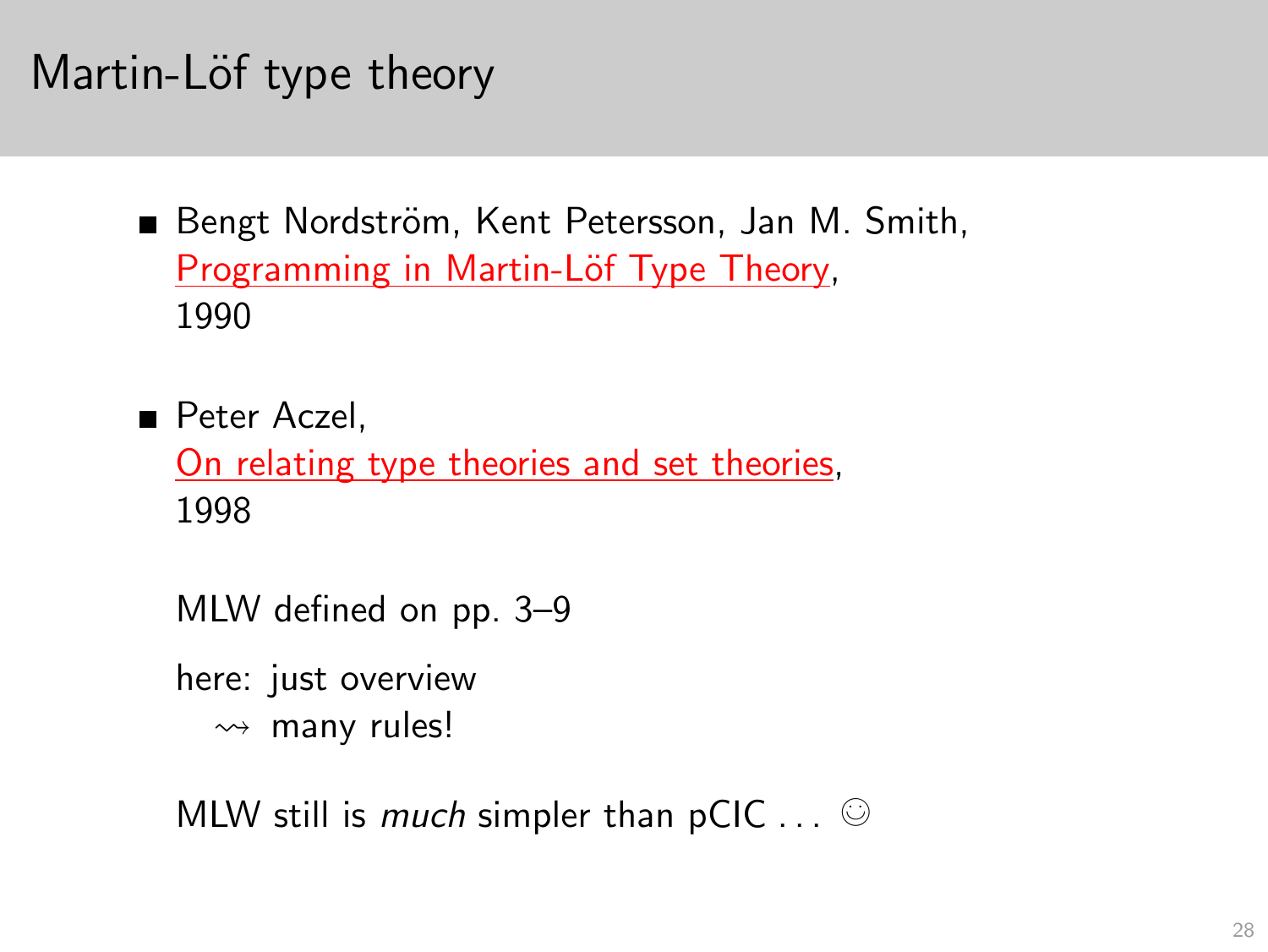# Martin-Löf type theory

- Bengt Nordström, Kent Petersson, Jan M. Smith,
  Programming in Martin-Löf Type Theory,
  1990

- Peter Aczel,
  On relating type theories and set theories,
  1998

  MLW defined on pp. 3–9

  here: just overview
  $\rightsquigarrow$ many rules!

  MLW still is *much* simpler than pCIC . . . ☺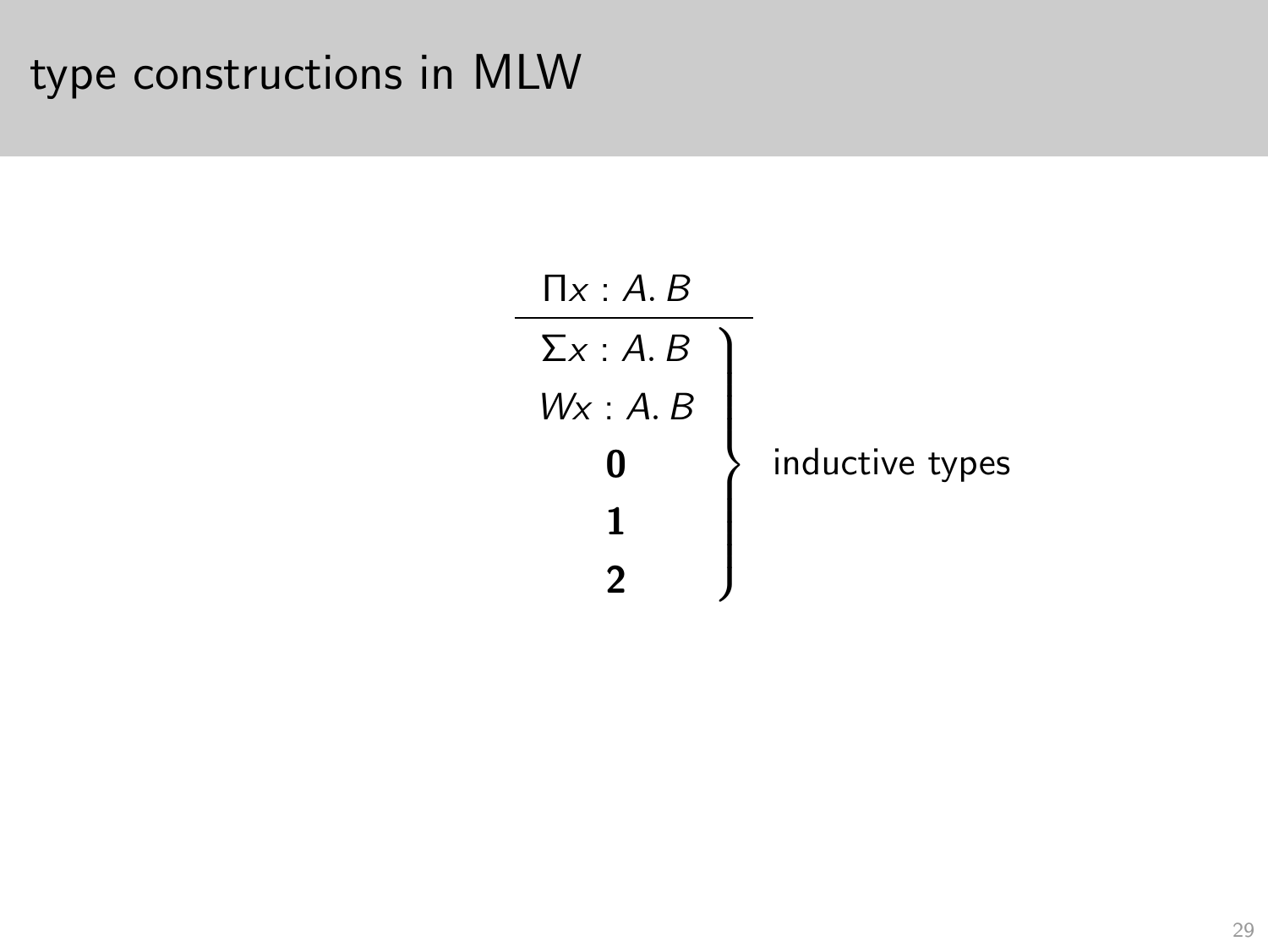# type constructions in MLW

$$
\begin{array}{c}
\Pi x : A.\, B \\
\hline
\left.\begin{array}{c}
\Sigma x : A.\, B \\
W x : A.\, B \\
\mathbf{0} \\
\mathbf{1} \\
\mathbf{2}
\end{array}\right\} \text{ inductive types}
\end{array}
$$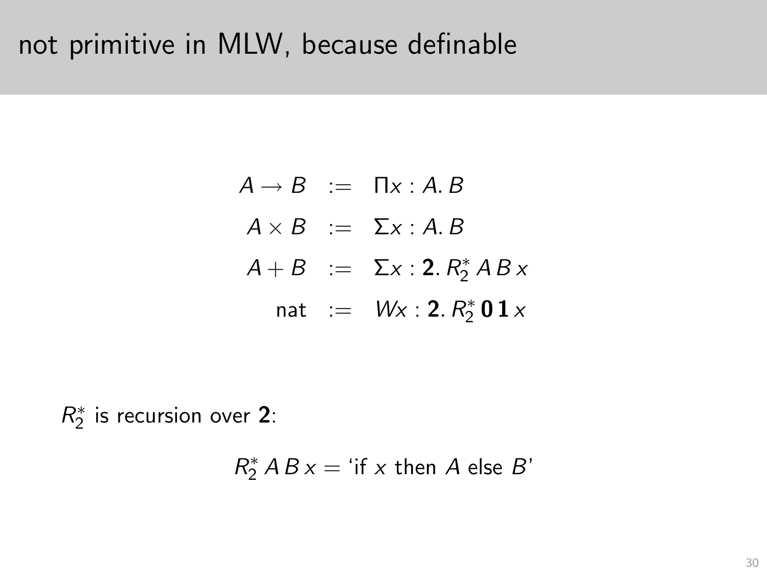# not primitive in MLW, because definable

$$
\begin{aligned}
A \to B &:= \Pi x : A.\, B \\
A \times B &:= \Sigma x : A.\, B \\
A + B &:= \Sigma x : \mathbf{2}.\, R_2^*\, A\, B\, x \\
\mathsf{nat} &:= W x : \mathbf{2}.\, R_2^*\, \mathbf{0}\, \mathbf{1}\, x
\end{aligned}
$$

$R_2^*$ is recursion over $\mathbf{2}$:

$$
R_2^*\, A\, B\, x = \text{'if } x \text{ then } A \text{ else } B\text{'}
$$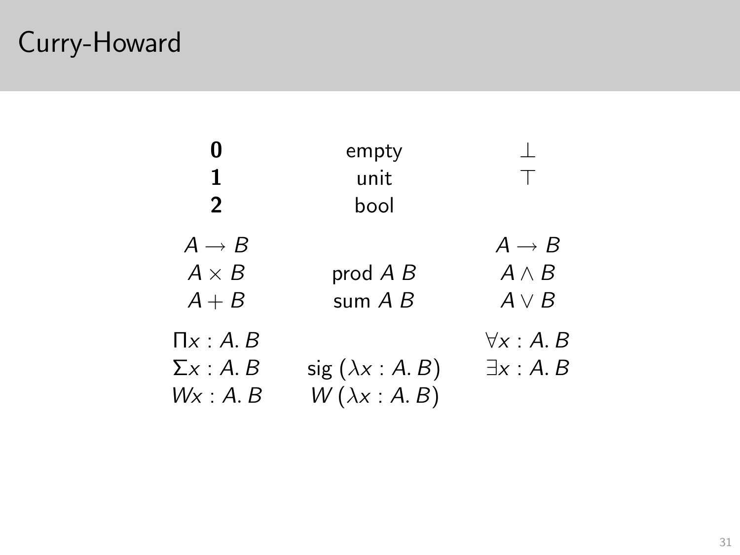# Curry-Howard

| | | |
|---|---|---|
| $\mathbf{0}$ | empty | $\bot$ |
| $\mathbf{1}$ | unit | $\top$ |
| $\mathbf{2}$ | bool | |
| $A \to B$ | | $A \to B$ |
| $A \times B$ | prod $A$ $B$ | $A \wedge B$ |
| $A + B$ | sum $A$ $B$ | $A \vee B$ |
| $\Pi x : A.\, B$ | | $\forall x : A.\, B$ |
| $\Sigma x : A.\, B$ | sig $(\lambda x : A.\, B)$ | $\exists x : A.\, B$ |
| $W x : A.\, B$ | $W\,(\lambda x : A.\, B)$ | |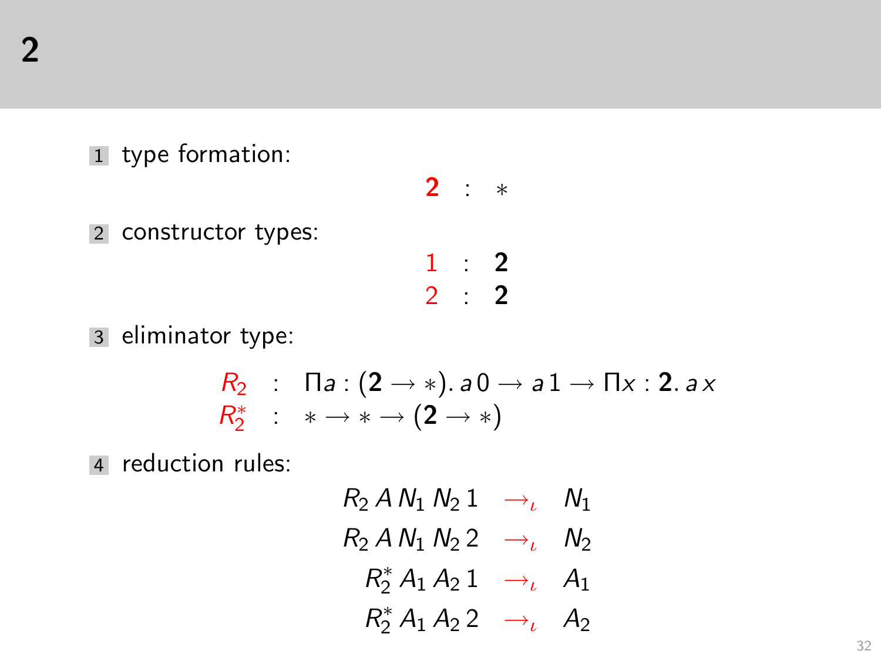# 2

1. type formation:

$$\mathbf{2} \;:\; *$$

2. constructor types:

$$1 \;:\; \mathbf{2}$$
$$2 \;:\; \mathbf{2}$$

3. eliminator type:

$$R_2 \;:\; \Pi a : (\mathbf{2} \to *).\, a\,0 \to a\,1 \to \Pi x : \mathbf{2}.\, a\,x$$
$$R_2^* \;:\; * \to * \to (\mathbf{2} \to *)$$

4. reduction rules:

$$R_2\,A\,N_1\,N_2\,1 \;\to_\iota\; N_1$$
$$R_2\,A\,N_1\,N_2\,2 \;\to_\iota\; N_2$$
$$R_2^*\,A_1\,A_2\,1 \;\to_\iota\; A_1$$
$$R_2^*\,A_1\,A_2\,2 \;\to_\iota\; A_2$$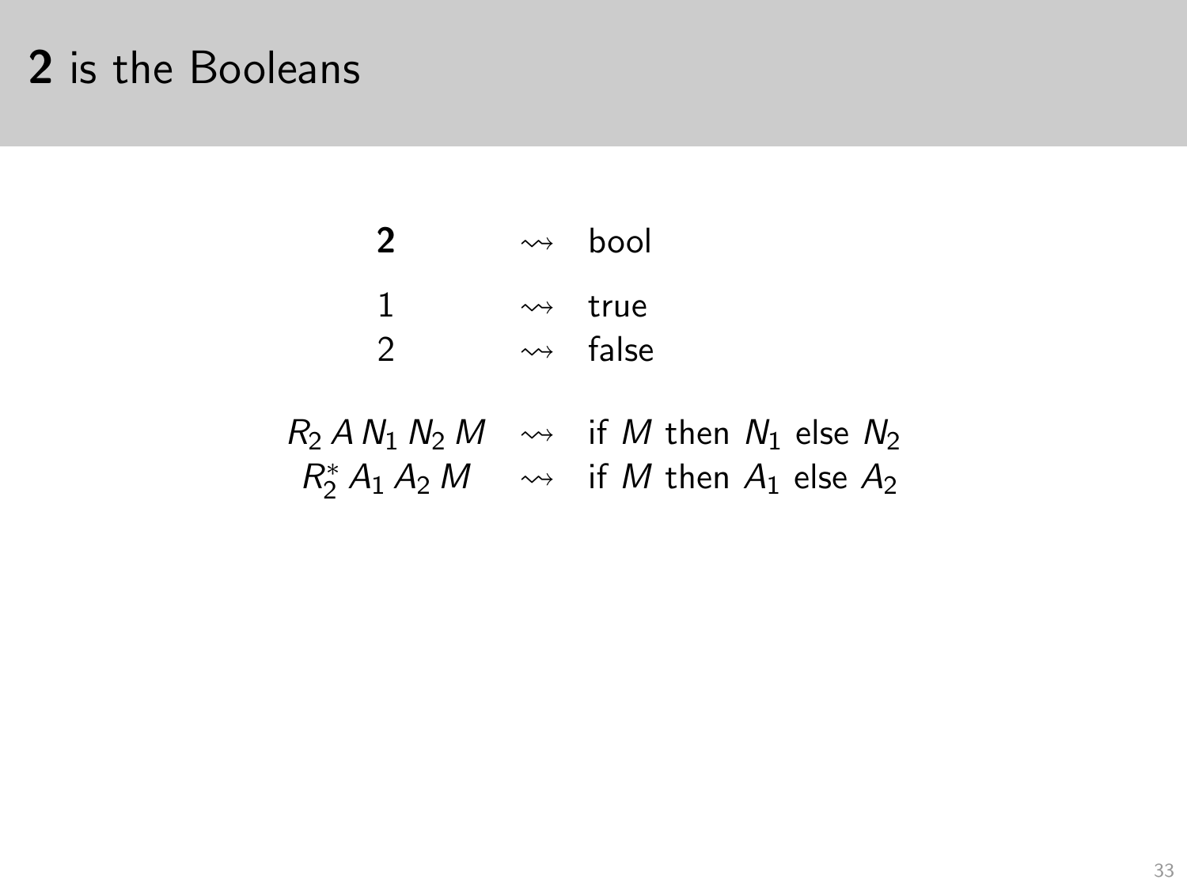# $\mathbf{2}$ is the Booleans

$$
\begin{array}{lcl}
\mathbf{2} & \rightsquigarrow & \text{bool} \\
1 & \rightsquigarrow & \text{true} \\
2 & \rightsquigarrow & \text{false} \\
R_2\, A\, N_1\, N_2\, M & \rightsquigarrow & \text{if } M \text{ then } N_1 \text{ else } N_2 \\
R_2^*\, A_1\, A_2\, M & \rightsquigarrow & \text{if } M \text{ then } A_1 \text{ else } A_2
\end{array}
$$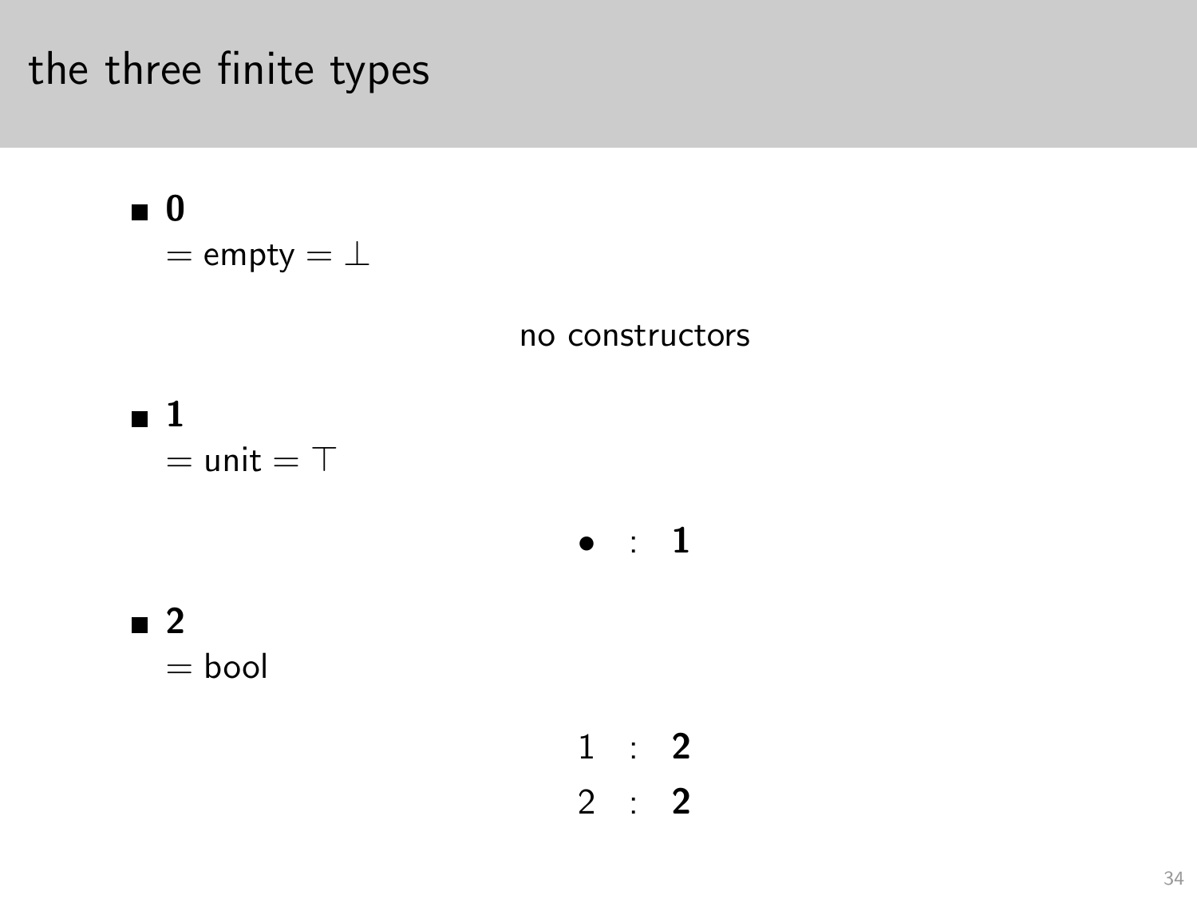# the three finite types

- $\mathbf{0}$

  $=$ empty $= \bot$

  no constructors

- $\mathbf{1}$

  $=$ unit $= \top$

  $$\bullet \;:\; \mathbf{1}$$

- $\mathbf{2}$

  $=$ bool

  $$1 \;:\; \mathbf{2}$$
  $$2 \;:\; \mathbf{2}$$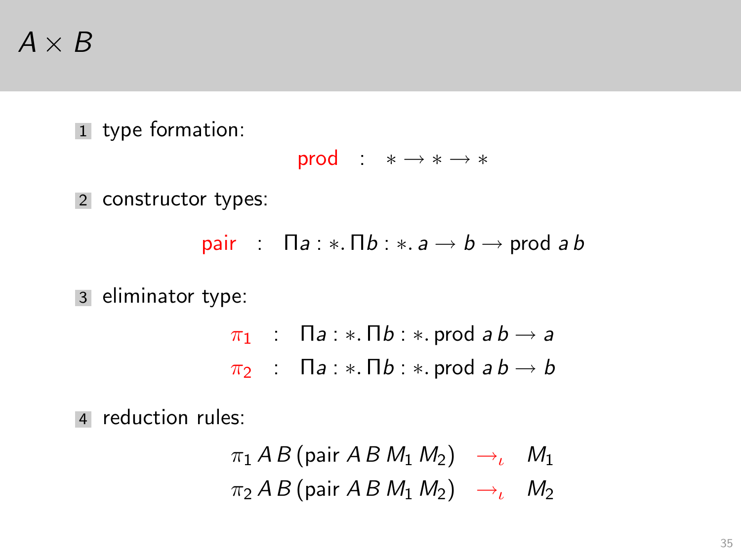# $A \times B$

1. type formation:

$$\text{prod} \quad : \quad * \rightarrow * \rightarrow *$$

2. constructor types:

$$\text{pair} \quad : \quad \Pi a : *. \, \Pi b : *. \, a \rightarrow b \rightarrow \text{prod} \; a \; b$$

3. eliminator type:

$$\pi_1 \quad : \quad \Pi a : *. \, \Pi b : *. \, \text{prod} \; a \; b \rightarrow a$$

$$\pi_2 \quad : \quad \Pi a : *. \, \Pi b : *. \, \text{prod} \; a \; b \rightarrow b$$

4. reduction rules:

$$\pi_1 \, A \, B \, (\text{pair} \; A \; B \; M_1 \; M_2) \quad \rightarrow_\iota \quad M_1$$

$$\pi_2 \, A \, B \, (\text{pair} \; A \; B \; M_1 \; M_2) \quad \rightarrow_\iota \quad M_2$$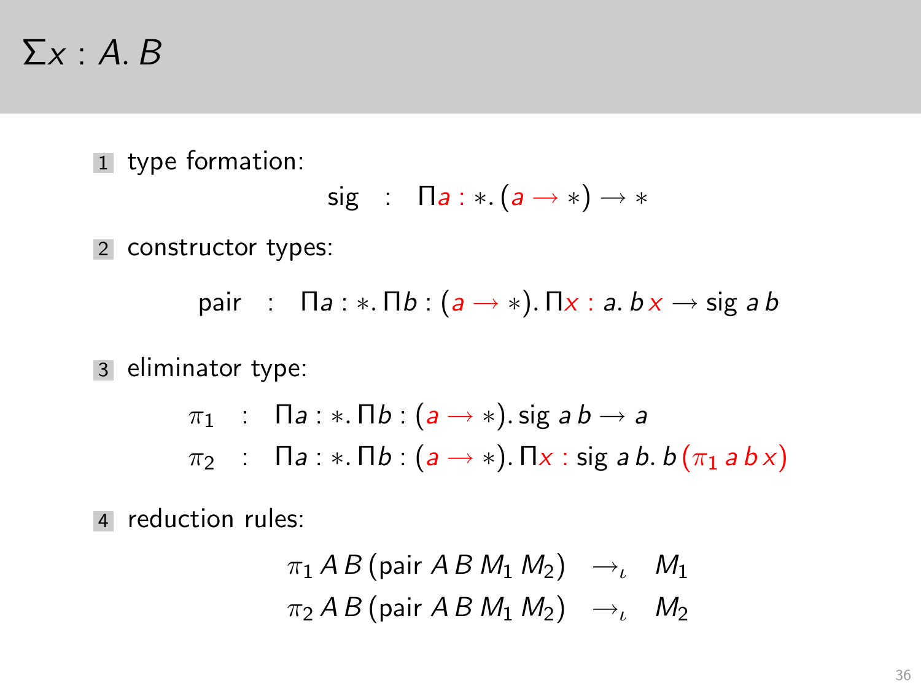# $\Sigma x : A. B$

1. type formation:

$$\text{sig} \quad : \quad \Pi a : *. (a \to *) \to *$$

2. constructor types:

$$\text{pair} \quad : \quad \Pi a : *. \Pi b : (a \to *). \Pi x : a. b\, x \to \text{sig}\ a\, b$$

3. eliminator type:

$$\pi_1 \quad : \quad \Pi a : *. \Pi b : (a \to *). \text{sig}\ a\, b \to a$$

$$\pi_2 \quad : \quad \Pi a : *. \Pi b : (a \to *). \Pi x : \text{sig}\ a\, b.\ b\, (\pi_1\, a\, b\, x)$$

4. reduction rules:

$$\pi_1\, A\, B\, (\text{pair}\ A\, B\, M_1\, M_2) \quad \to_\iota \quad M_1$$

$$\pi_2\, A\, B\, (\text{pair}\ A\, B\, M_1\, M_2) \quad \to_\iota \quad M_2$$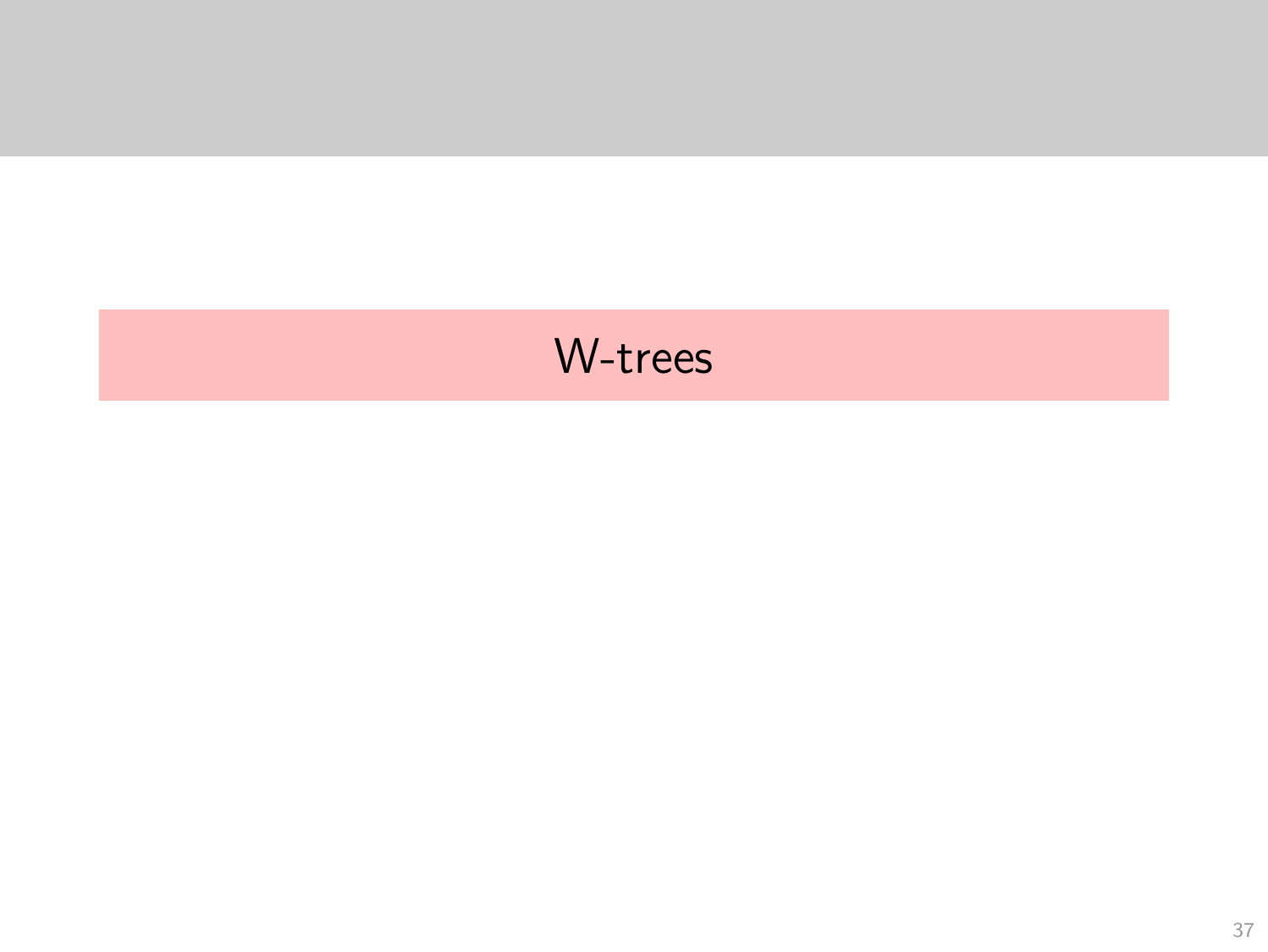# W-trees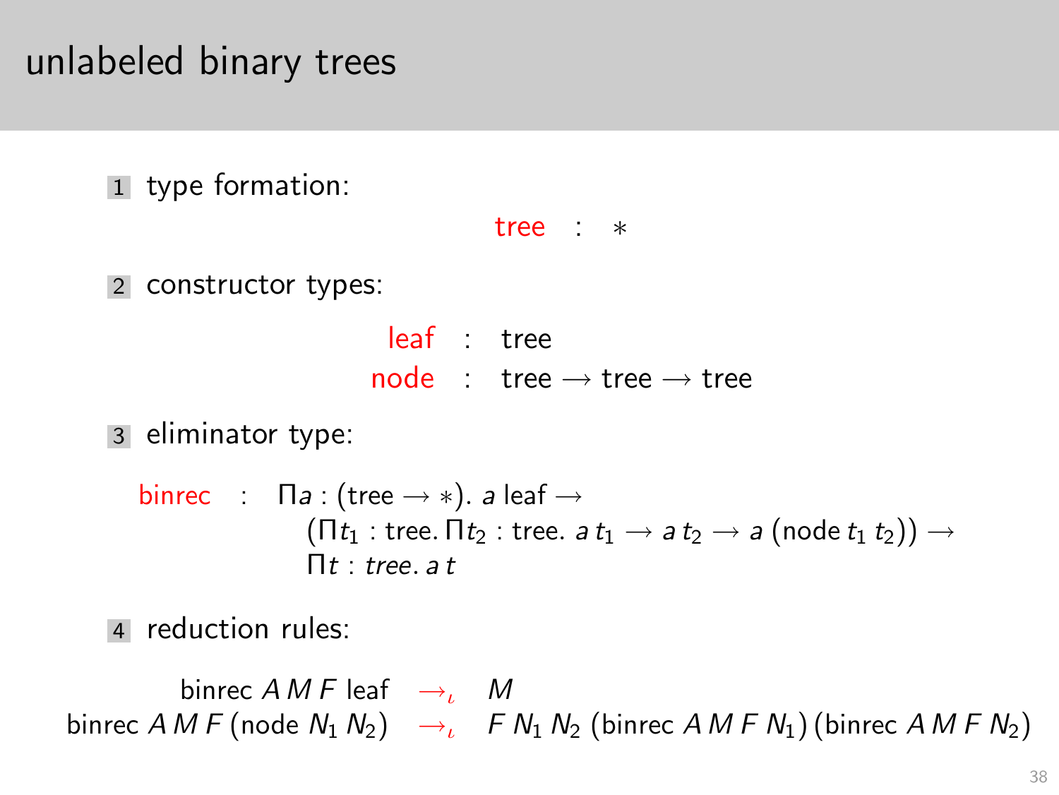# unlabeled binary trees

1. type formation:

$$\textsf{tree} \ : \ *$$

2. constructor types:

$$\begin{aligned} \textsf{leaf} &: \textsf{tree} \\ \textsf{node} &: \textsf{tree} \to \textsf{tree} \to \textsf{tree} \end{aligned}$$

3. eliminator type:

$$\begin{aligned} \textsf{binrec} \ : \ & \Pi a : (\textsf{tree} \to *).\ a\ \textsf{leaf} \to \\ & (\Pi t_1 : \textsf{tree}.\ \Pi t_2 : \textsf{tree}.\ a\ t_1 \to a\ t_2 \to a\ (\textsf{node}\ t_1\ t_2)) \to \\ & \Pi t : \mathit{tree}.\ a\ t \end{aligned}$$

4. reduction rules:

$$\begin{aligned} \textsf{binrec}\ A\ M\ F\ \textsf{leaf} &\to_\iota M \\ \textsf{binrec}\ A\ M\ F\ (\textsf{node}\ N_1\ N_2) &\to_\iota F\ N_1\ N_2\ (\textsf{binrec}\ A\ M\ F\ N_1)\ (\textsf{binrec}\ A\ M\ F\ N_2) \end{aligned}$$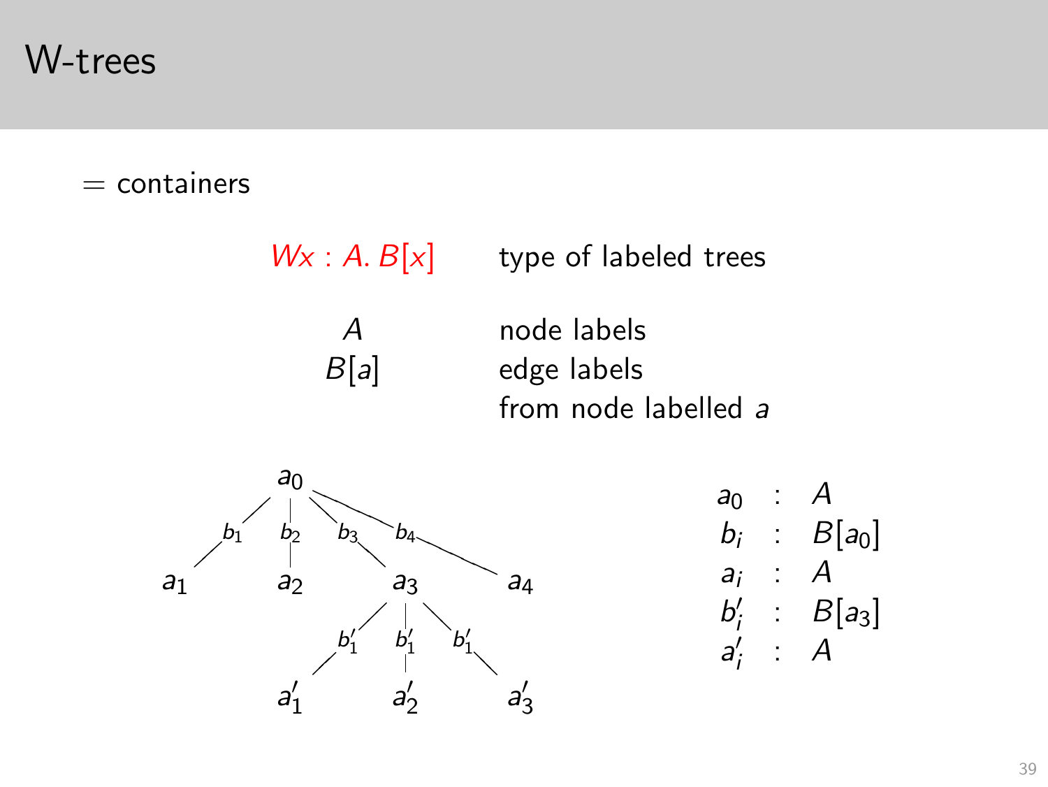# W-trees

= containers

| | |
|---|---|
| $Wx : A.\, B[x]$ | type of labeled trees |
| $A$ | node labels |
| $B[a]$ | edge labels from node labelled $a$ |

| | | |
|---|---|---|
| $a_0$ | : | $A$ |
| $b_i$ | : | $B[a_0]$ |
| $a_i$ | : | $A$ |
| $b'_i$ | : | $B[a_3]$ |
| $a'_i$ | : | $A$ |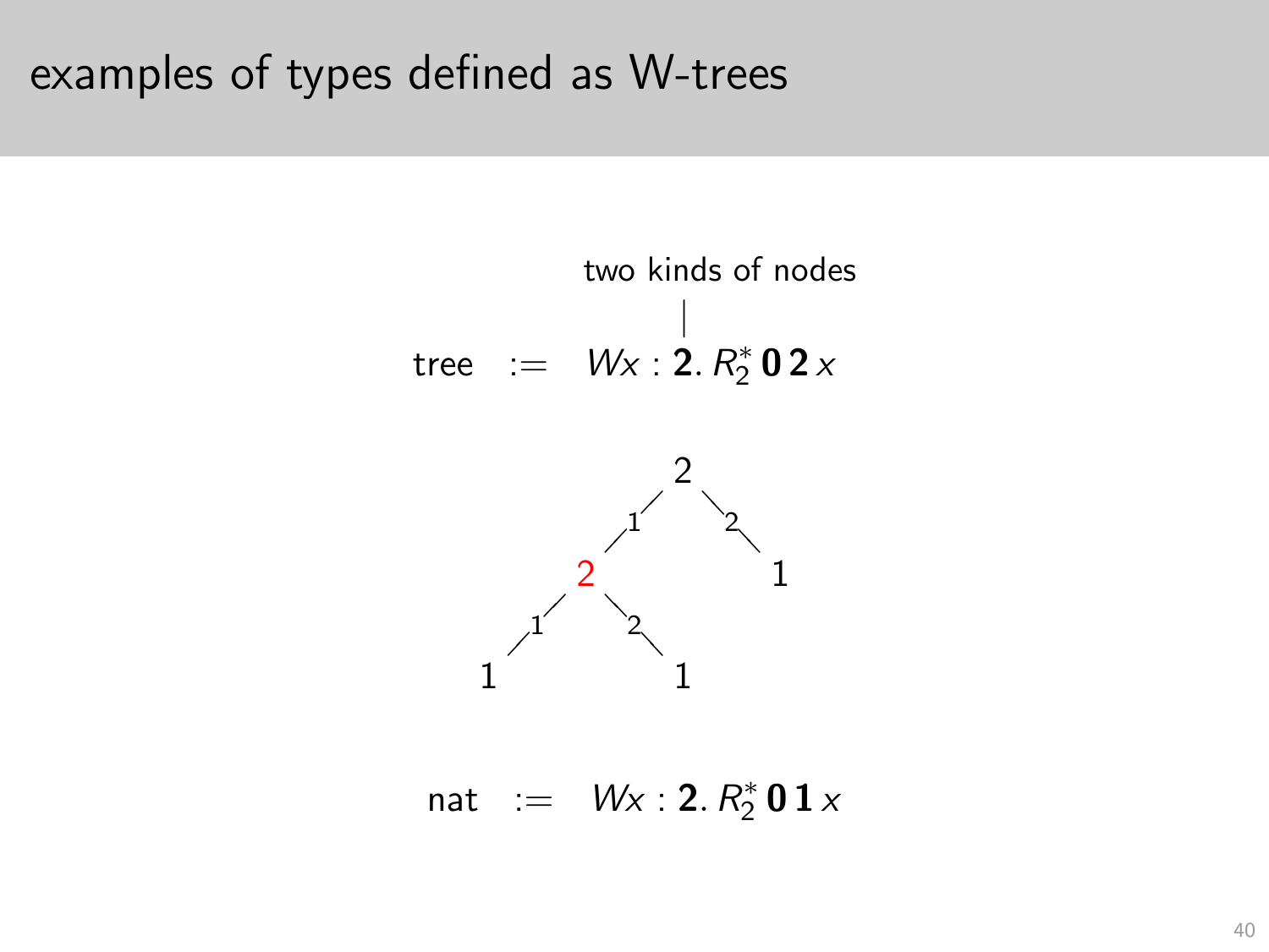# examples of types defined as W-trees

two kinds of nodes

$$\text{tree} \;:=\; Wx : \mathbf{2}.\, R_2^*\, \mathbf{0}\, \mathbf{2}\, x$$

```
          2
       1/   \2
       2     1
    1/   \2
    1     1
```

$$\text{nat} \;:=\; Wx : \mathbf{2}.\, R_2^*\, \mathbf{0}\, \mathbf{1}\, x$$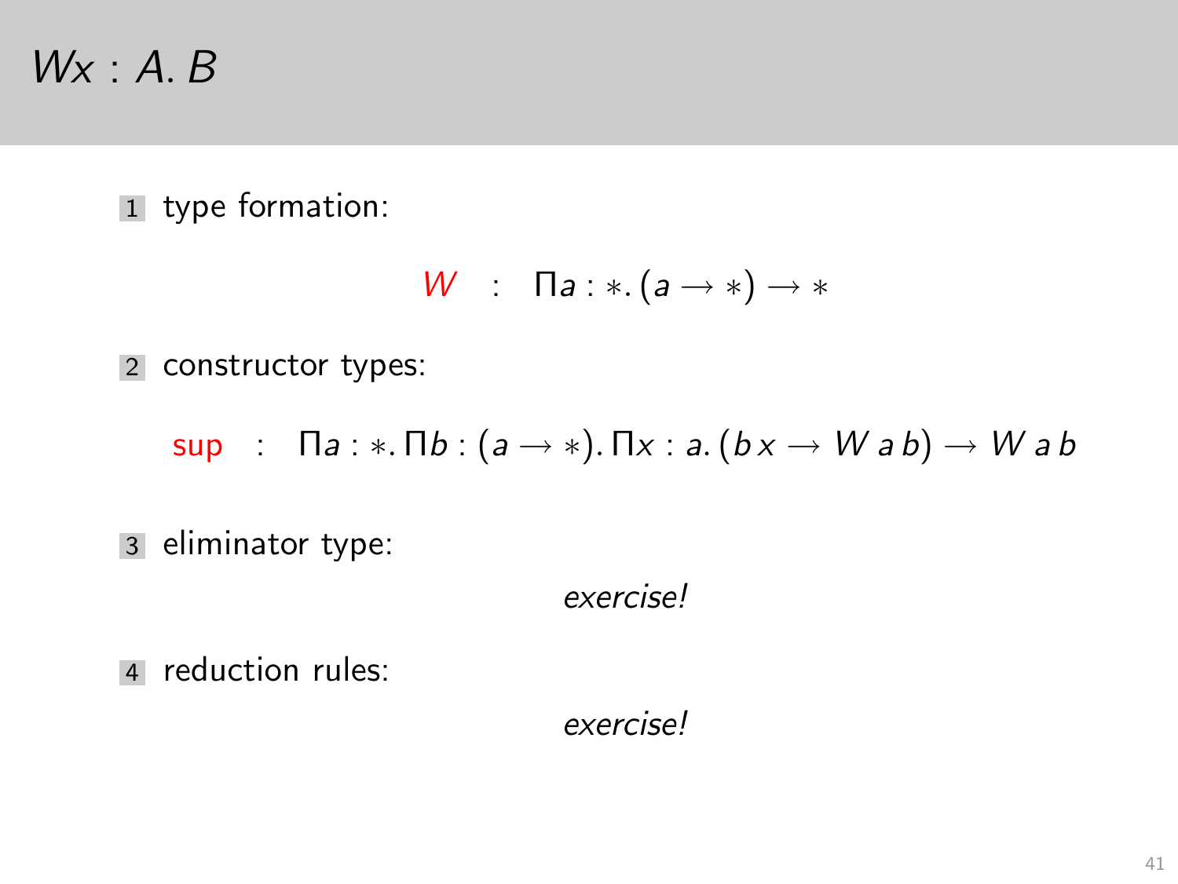# $Wx : A.\, B$

1. type formation:

$$W \quad : \quad \Pi a : *.\, (a \to *) \to *$$

2. constructor types:

$$\mathsf{sup} \quad : \quad \Pi a : *.\, \Pi b : (a \to *).\, \Pi x : a.\, (b\, x \to W\, a\, b) \to W\, a\, b$$

3. eliminator type:

*exercise!*

4. reduction rules:

*exercise!*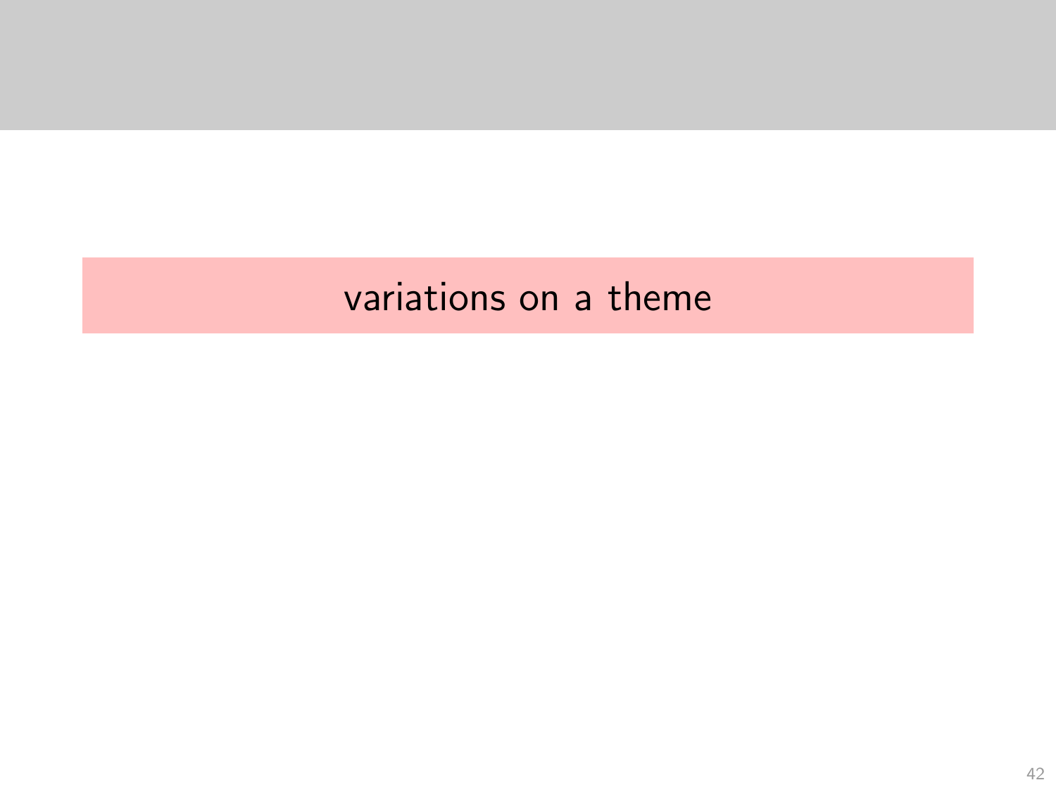# variations on a theme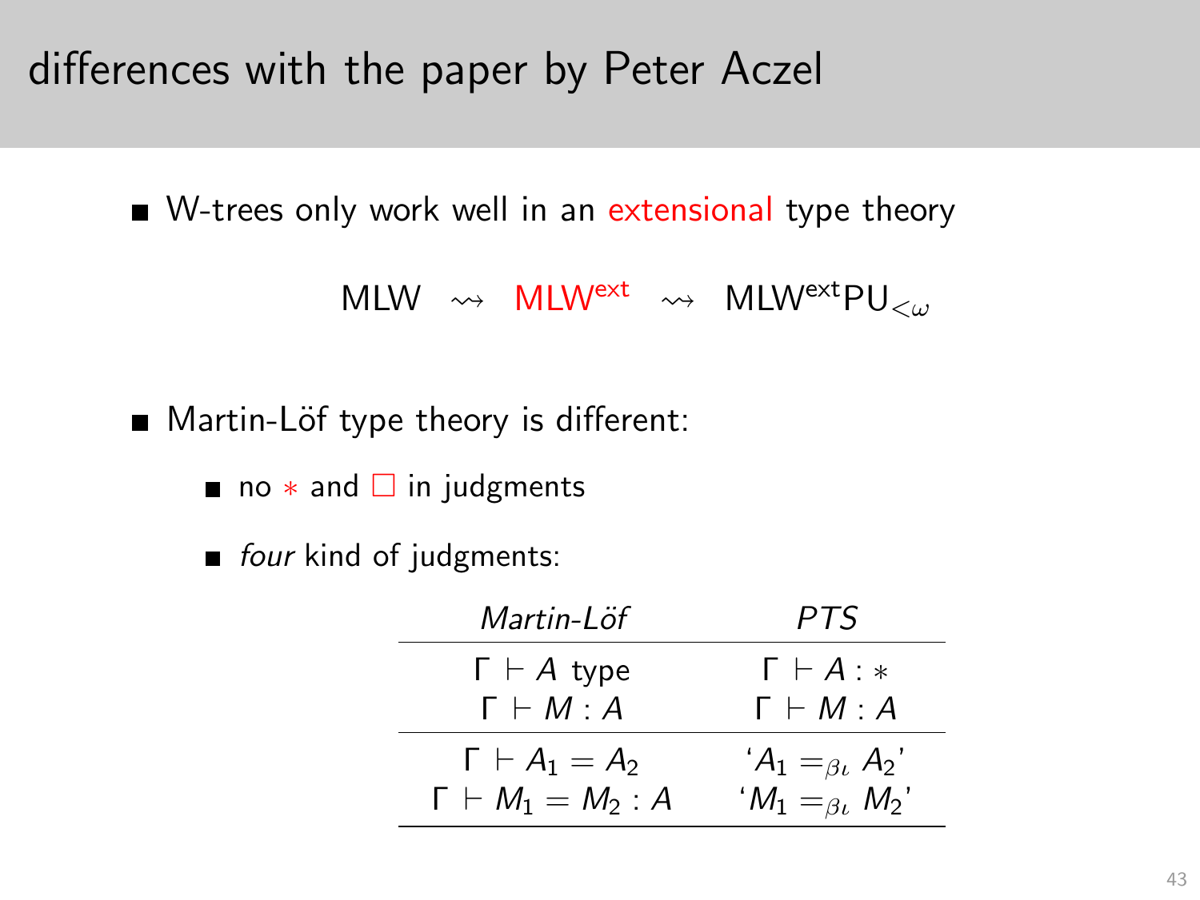# differences with the paper by Peter Aczel

- W-trees only work well in an extensional type theory

$$\text{MLW} \;\rightsquigarrow\; \text{MLW}^{\text{ext}} \;\rightsquigarrow\; \text{MLW}^{\text{ext}}\text{PU}_{<\omega}$$

- Martin-Löf type theory is different:
  - no $*$ and $\Box$ in judgments
  - *four* kind of judgments:

| *Martin-Löf* | *PTS* |
|---|---|
| $\Gamma \vdash A$ type | $\Gamma \vdash A : *$ |
| $\Gamma \vdash M : A$ | $\Gamma \vdash M : A$ |
| $\Gamma \vdash A_1 = A_2$ | '$A_1 =_{\beta\iota} A_2$' |
| $\Gamma \vdash M_1 = M_2 : A$ | '$M_1 =_{\beta\iota} M_2$' |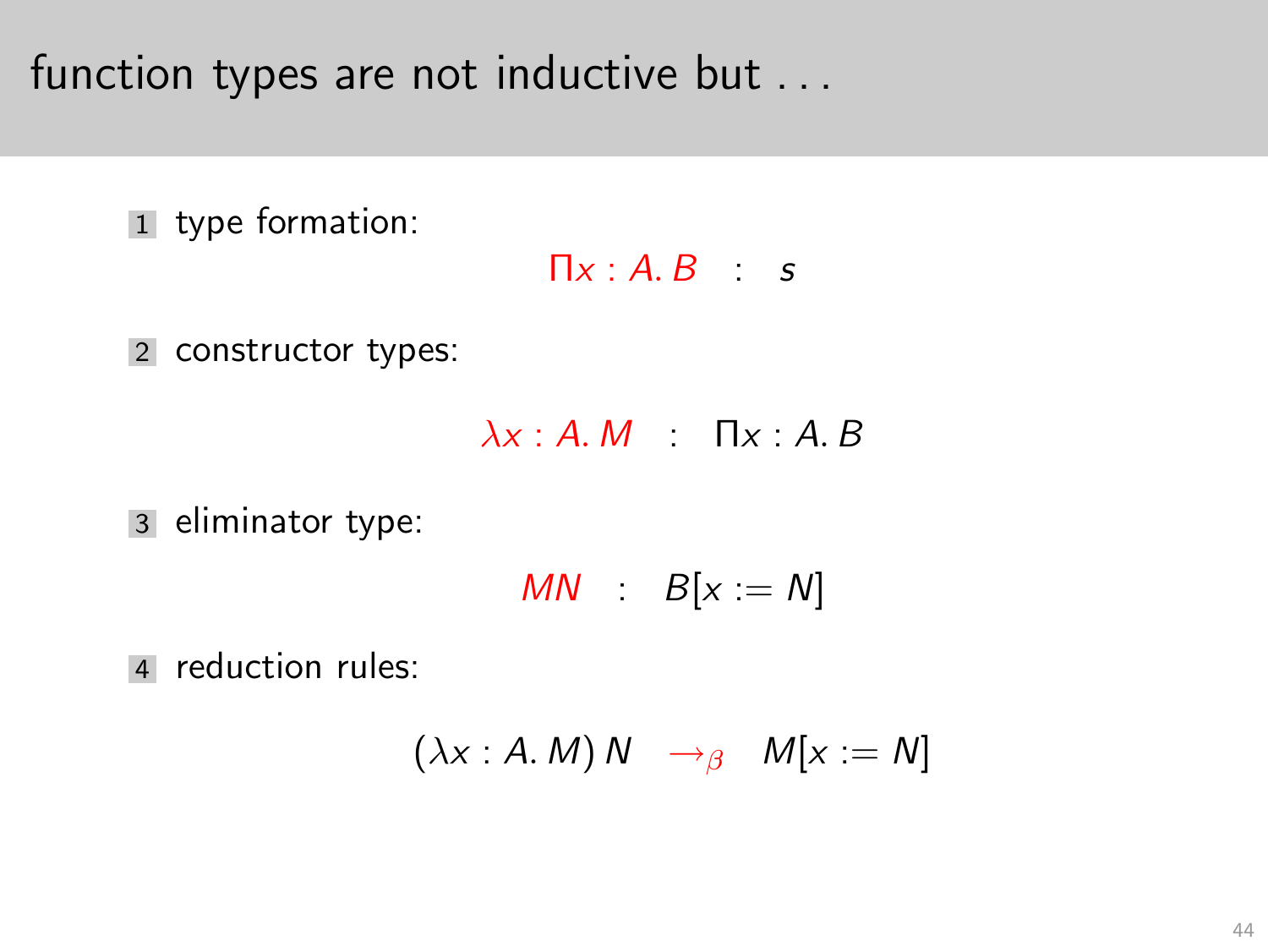# function types are not inductive but . . .

1. type formation:

$$\Pi x : A.\, B \quad : \quad s$$

2. constructor types:

$$\lambda x : A.\, M \quad : \quad \Pi x : A.\, B$$

3. eliminator type:

$$MN \quad : \quad B[x := N]$$

4. reduction rules:

$$(\lambda x : A.\, M)\, N \quad \rightarrow_{\beta} \quad M[x := N]$$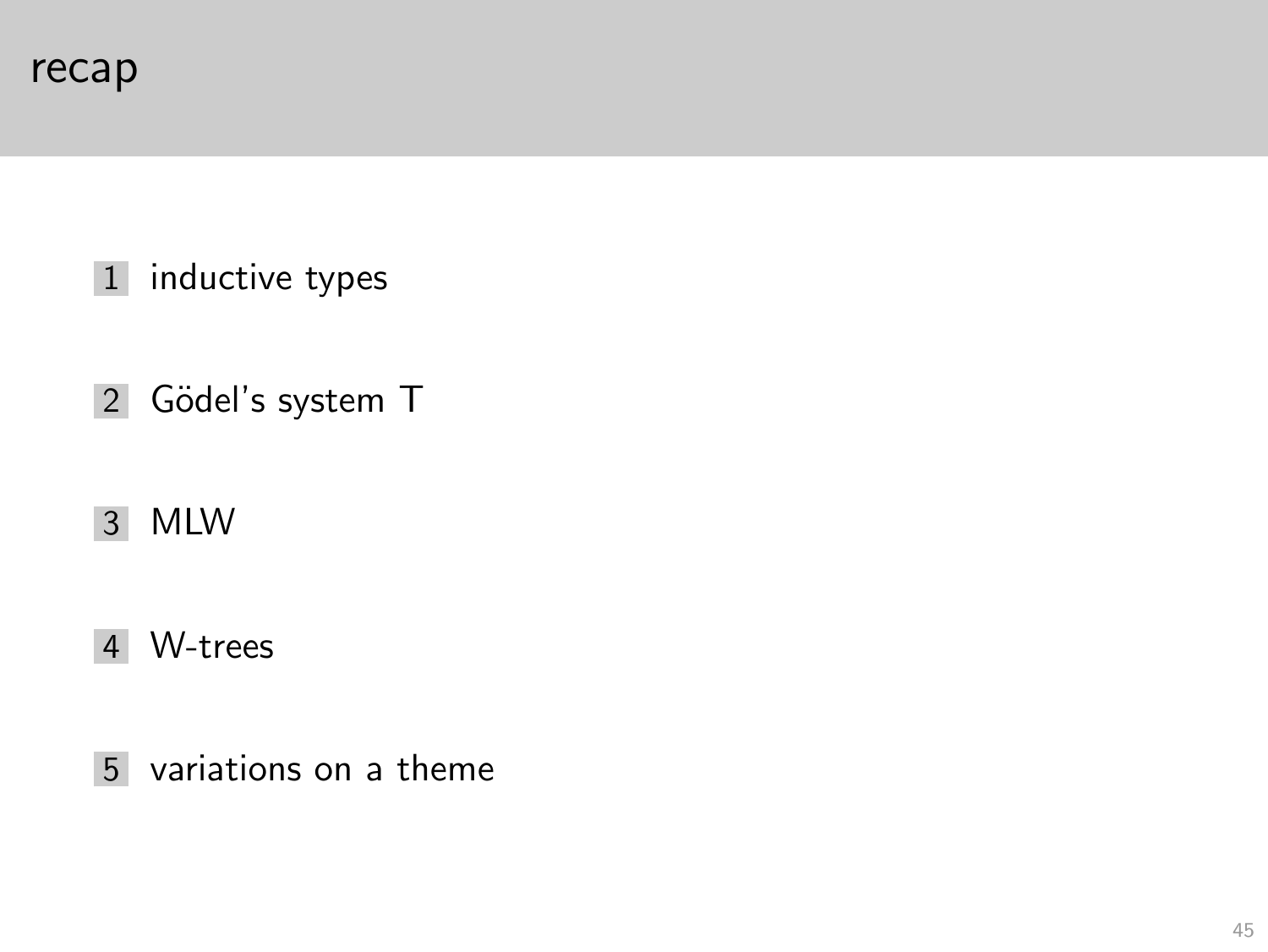# recap

1. inductive types
2. Gödel's system T
3. MLW
4. W-trees
5. variations on a theme